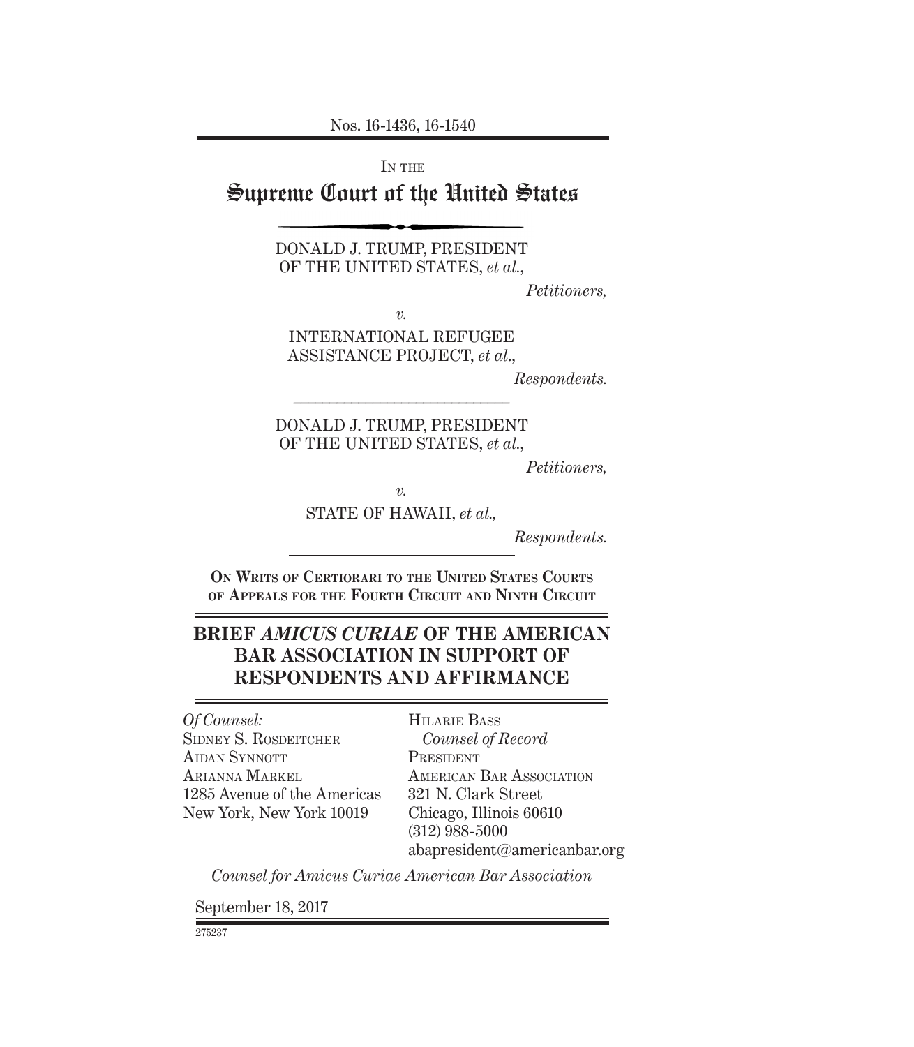Nos. 16-1436, 16-1540

IN THE

# Supreme Court of the United States

DONALD J. TRUMP, PRESIDENT OF THE UNITED STATES, *et al.*,

*Petitioners,*

*v.*

INTERNATIONAL REFUGEE ASSISTANCE PROJECT, *et al.*,

*Respondents.*

---

DONALD J. TRUMP, PRESIDENT OF THE UNITED STATES, *et al.*,

*Petitioners,*

*v.*

STATE OF HAWAII, *et al.*,

*Respondents.*

---

**ON WRITS OF CERTIORARI TO THE UNITED STATES COURTS OF APPEALS FOR THE FOURTH CIRCUIT AND NINTH CIRCUIT**

## BRIEF *AMICUS CURIAE* OF THE AMERICAN BAR ASSOCIATION IN SUPPORT OF RESPONDENTS AND AFFIRMANCE

*Of Counsel:*
SIDNEY S. ROSDEITCHER
AIDAN SYNNOTT
ARIANNA MARKEL
1285 Avenue of the Americas
New York, New York 10019

HILARIE BASS
*Counsel of Record*
PRESIDENT
AMERICAN BAR ASSOCIATION
321 N. Clark Street
Chicago, Illinois 60610
(312) 988-5000
abapresident@americanbar.org

*Counsel for Amicus Curiae American Bar Association*

September 18, 2017

275237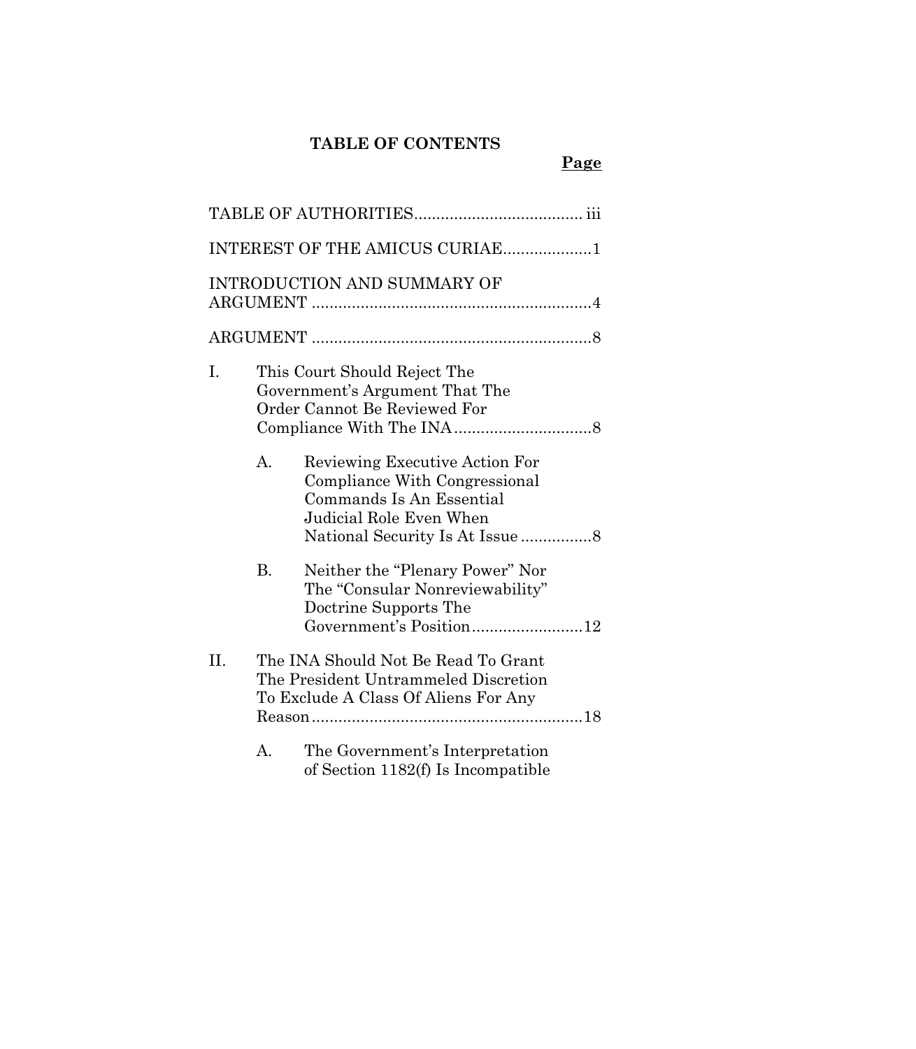**TABLE OF CONTENTS**

**Page**

TABLE OF AUTHORITIES ..................................... iii

INTEREST OF THE AMICUS CURIAE ....................1

INTRODUCTION AND SUMMARY OF ARGUMENT ..............................................................4

ARGUMENT ..............................................................8

I. This Court Should Reject The Government's Argument That The Order Cannot Be Reviewed For Compliance With The INA ...............................8

   A. Reviewing Executive Action For Compliance With Congressional Commands Is An Essential Judicial Role Even When National Security Is At Issue ................8

   B. Neither the "Plenary Power" Nor The "Consular Nonreviewability" Doctrine Supports The Government's Position.........................12

II. The INA Should Not Be Read To Grant The President Untrammeled Discretion To Exclude A Class Of Aliens For Any Reason.............................................................18

   A. The Government's Interpretation of Section 1182(f) Is Incompatible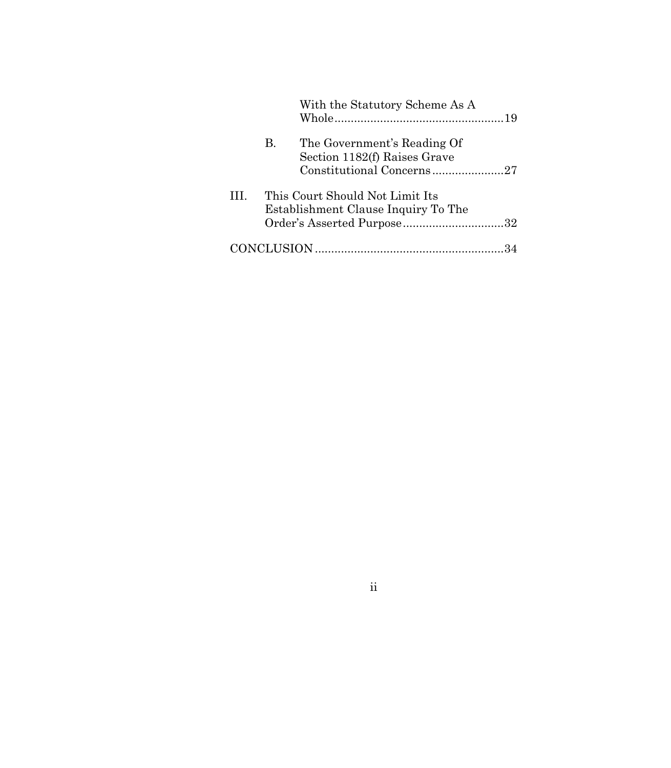With the Statutory Scheme As A Whole....................................................19

B. The Government's Reading Of Section 1182(f) Raises Grave Constitutional Concerns......................27

III. This Court Should Not Limit Its Establishment Clause Inquiry To The Order's Asserted Purpose...............................32

CONCLUSION..........................................................34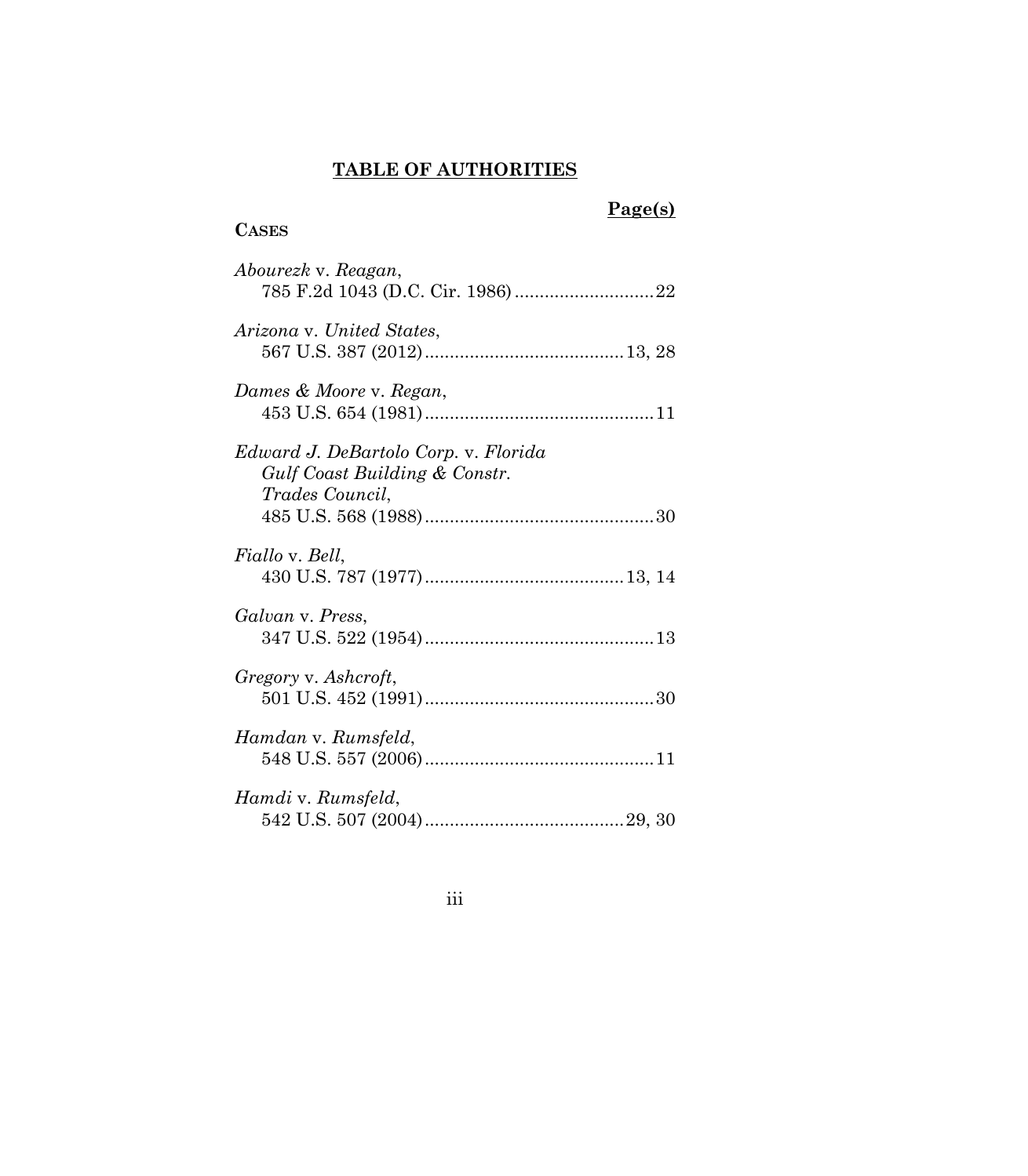## TABLE OF AUTHORITIES

**Page(s)**

**CASES**

*Abourezk* v. *Reagan*,
785 F.2d 1043 (D.C. Cir. 1986) ............................ 22

*Arizona* v. *United States*,
567 U.S. 387 (2012) ........................................ 13, 28

*Dames & Moore* v. *Regan*,
453 U.S. 654 (1981) .............................................. 11

*Edward J. DeBartolo Corp.* v. *Florida Gulf Coast Building & Constr. Trades Council*,
485 U.S. 568 (1988) .............................................. 30

*Fiallo* v. *Bell*,
430 U.S. 787 (1977) ........................................ 13, 14

*Galvan* v. *Press*,
347 U.S. 522 (1954) .............................................. 13

*Gregory* v. *Ashcroft*,
501 U.S. 452 (1991) .............................................. 30

*Hamdan* v. *Rumsfeld*,
548 U.S. 557 (2006) .............................................. 11

*Hamdi* v. *Rumsfeld*,
542 U.S. 507 (2004) ........................................ 29, 30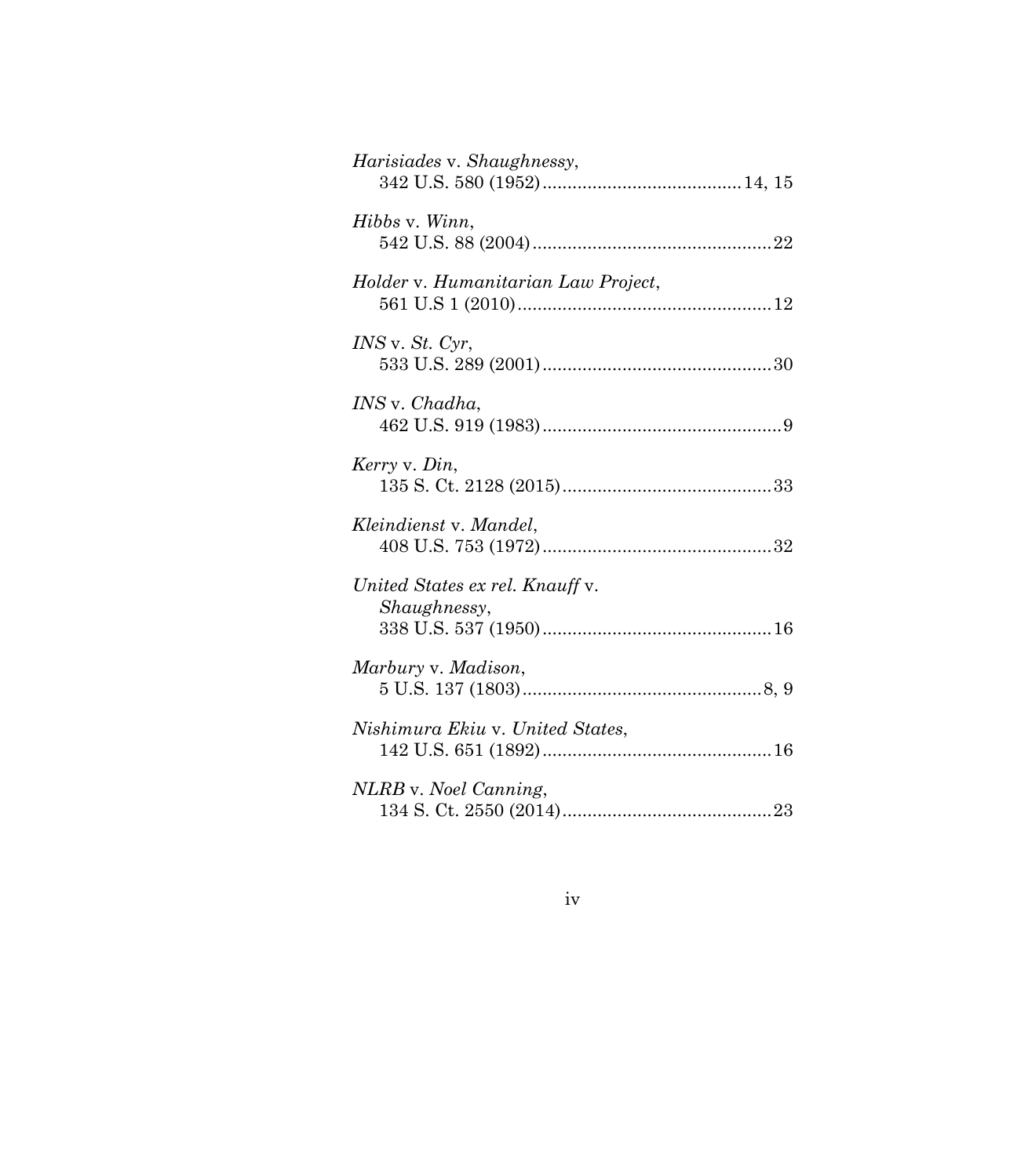*Harisiades* v. *Shaughnessy*,
342 U.S. 580 (1952)........................................14, 15

*Hibbs* v. *Winn*,
542 U.S. 88 (2004)................................................22

*Holder* v. *Humanitarian Law Project*,
561 U.S 1 (2010)...................................................12

*INS* v. *St. Cyr*,
533 U.S. 289 (2001)..............................................30

*INS* v. *Chadha*,
462 U.S. 919 (1983)................................................9

*Kerry* v. *Din*,
135 S. Ct. 2128 (2015)..........................................33

*Kleindienst* v. *Mandel*,
408 U.S. 753 (1972)..............................................32

*United States ex rel. Knauff* v. *Shaughnessy*,
338 U.S. 537 (1950)..............................................16

*Marbury* v. *Madison*,
5 U.S. 137 (1803)................................................8, 9

*Nishimura Ekiu* v. *United States*,
142 U.S. 651 (1892)..............................................16

*NLRB* v. *Noel Canning*,
134 S. Ct. 2550 (2014)..........................................23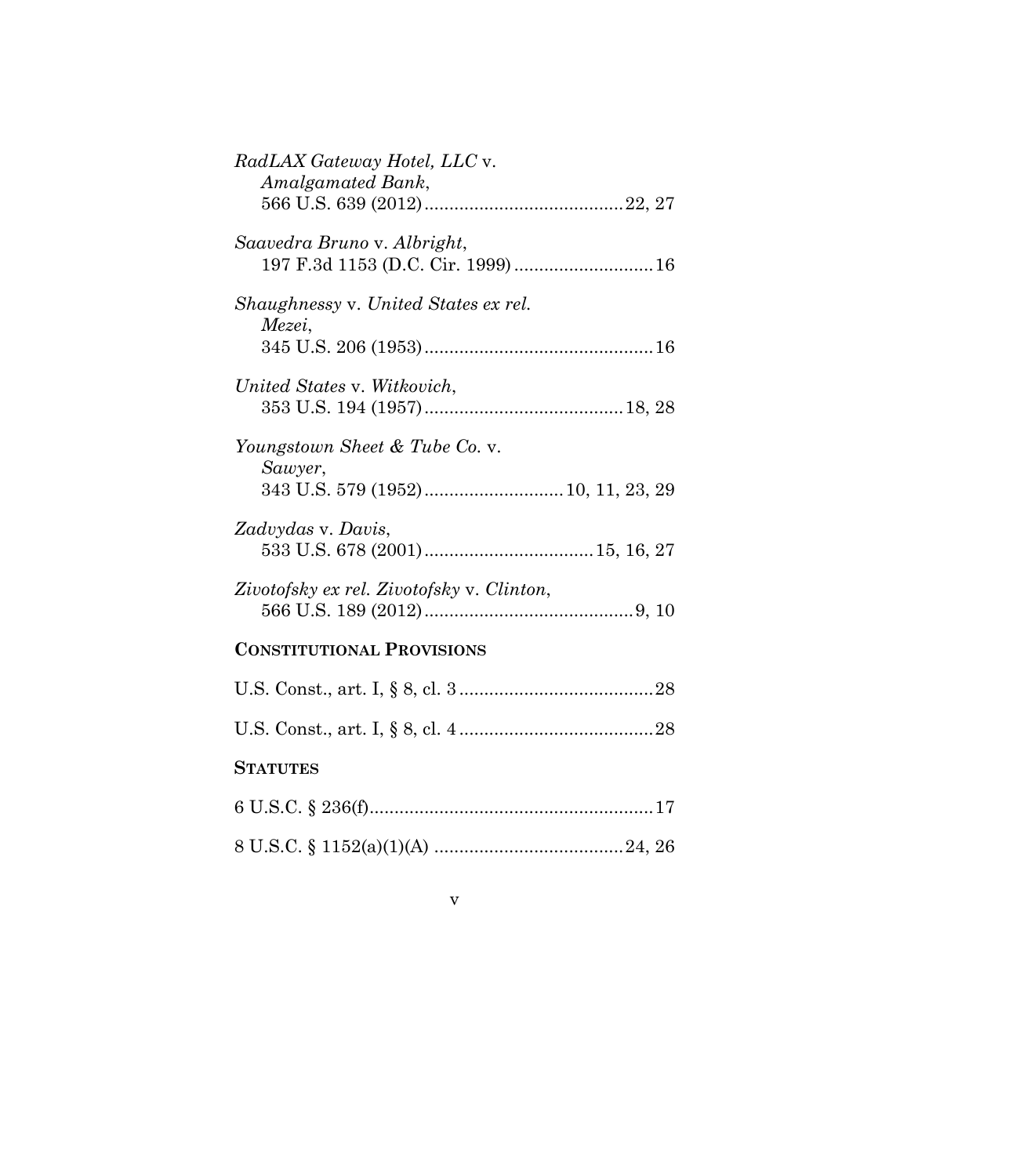*RadLAX Gateway Hotel, LLC* v. *Amalgamated Bank*, 566 U.S. 639 (2012)........................................22, 27

*Saavedra Bruno* v. *Albright*, 197 F.3d 1153 (D.C. Cir. 1999)............................16

*Shaughnessy* v. *United States ex rel. Mezei*, 345 U.S. 206 (1953)..............................................16

*United States* v. *Witkovich*, 353 U.S. 194 (1957)........................................18, 28

*Youngstown Sheet & Tube Co.* v. *Sawyer*, 343 U.S. 579 (1952)............................10, 11, 23, 29

*Zadvydas* v. *Davis*, 533 U.S. 678 (2001)..................................15, 16, 27

*Zivotofsky ex rel. Zivotofsky* v. *Clinton*, 566 U.S. 189 (2012)..........................................9, 10

**CONSTITUTIONAL PROVISIONS**

U.S. Const., art. I, § 8, cl. 3.......................................28

U.S. Const., art. I, § 8, cl. 4.......................................28

**STATUTES**

6 U.S.C. § 236(f).........................................................17

8 U.S.C. § 1152(a)(1)(A) ......................................24, 26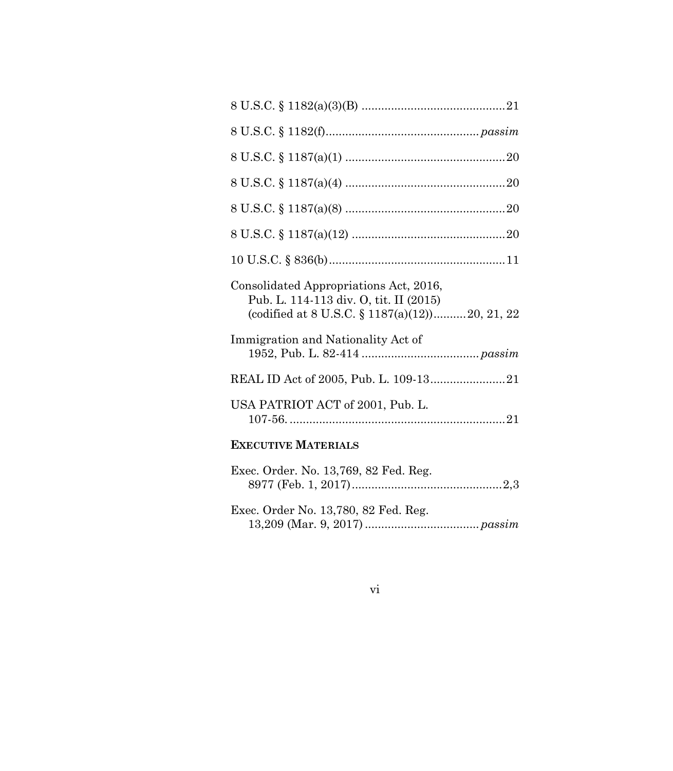8 U.S.C. § 1182(a)(3)(B) ............................................21

8 U.S.C. § 1182(f)............................................... *passim*

8 U.S.C. § 1187(a)(1) .................................................20

8 U.S.C. § 1187(a)(4) .................................................20

8 U.S.C. § 1187(a)(8) .................................................20

8 U.S.C. § 1187(a)(12) ...............................................20

10 U.S.C. § 836(b)......................................................11

Consolidated Appropriations Act, 2016, Pub. L. 114-113 div. O, tit. II (2015) (codified at 8 U.S.C. § 1187(a)(12))..........20, 21, 22

Immigration and Nationality Act of 1952, Pub. L. 82-414 .................................... *passim*

REAL ID Act of 2005, Pub. L. 109-13.......................21

USA PATRIOT ACT of 2001, Pub. L. 107-56. .................................................................21

**EXECUTIVE MATERIALS**

Exec. Order. No. 13,769, 82 Fed. Reg. 8977 (Feb. 1, 2017)..............................................2,3

Exec. Order No. 13,780, 82 Fed. Reg. 13,209 (Mar. 9, 2017) ................................... *passim*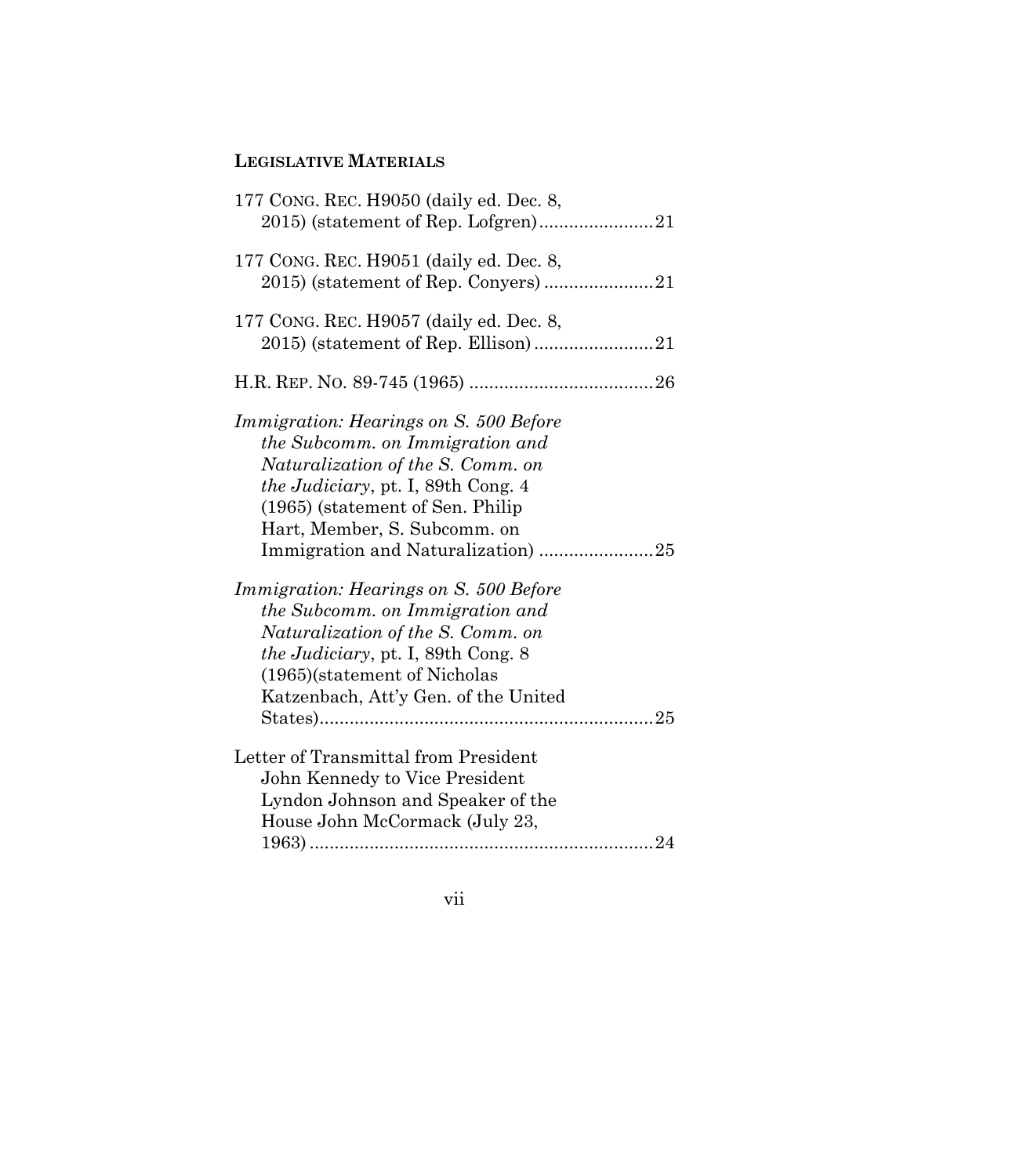**LEGISLATIVE MATERIALS**

177 CONG. REC. H9050 (daily ed. Dec. 8, 2015) (statement of Rep. Lofgren) ....................... 21

177 CONG. REC. H9051 (daily ed. Dec. 8, 2015) (statement of Rep. Conyers) ...................... 21

177 CONG. REC. H9057 (daily ed. Dec. 8, 2015) (statement of Rep. Ellison) ........................ 21

H.R. REP. NO. 89-745 (1965) ..................................... 26

*Immigration: Hearings on S. 500 Before the Subcomm. on Immigration and Naturalization of the S. Comm. on the Judiciary*, pt. I, 89th Cong. 4 (1965) (statement of Sen. Philip Hart, Member, S. Subcomm. on Immigration and Naturalization) ....................... 25

*Immigration: Hearings on S. 500 Before the Subcomm. on Immigration and Naturalization of the S. Comm. on the Judiciary*, pt. I, 89th Cong. 8 (1965)(statement of Nicholas Katzenbach, Att'y Gen. of the United States) ................................................................... 25

Letter of Transmittal from President John Kennedy to Vice President Lyndon Johnson and Speaker of the House John McCormack (July 23, 1963) ..................................................................... 24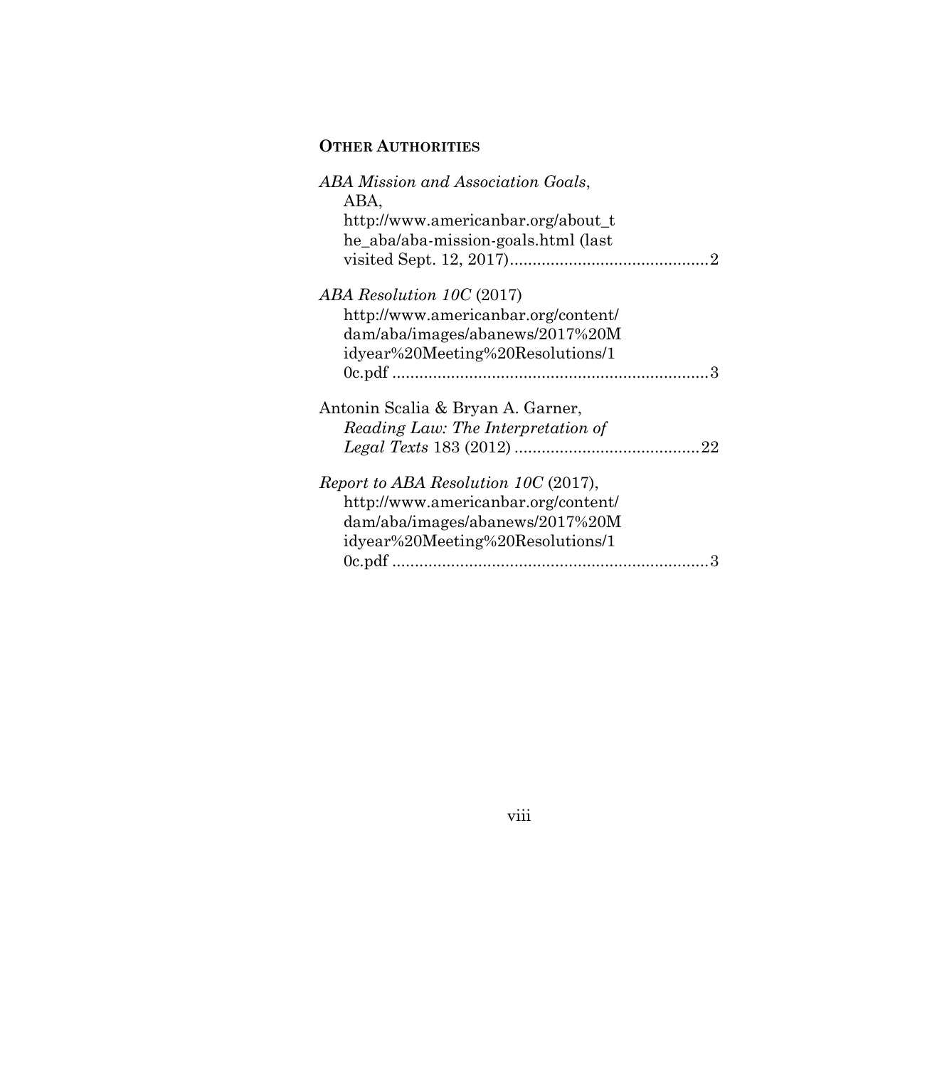**OTHER AUTHORITIES**

*ABA Mission and Association Goals*, ABA, http://www.americanbar.org/about_the_aba/aba-mission-goals.html (last visited Sept. 12, 2017)............................................2

*ABA Resolution 10C* (2017) http://www.americanbar.org/content/dam/aba/images/abanews/2017%20Midyear%20Meeting%20Resolutions/10c.pdf .....................................................................3

Antonin Scalia & Bryan A. Garner, *Reading Law: The Interpretation of Legal Texts* 183 (2012) .........................................22

*Report to ABA Resolution 10C* (2017), http://www.americanbar.org/content/dam/aba/images/abanews/2017%20Midyear%20Meeting%20Resolutions/10c.pdf .....................................................................3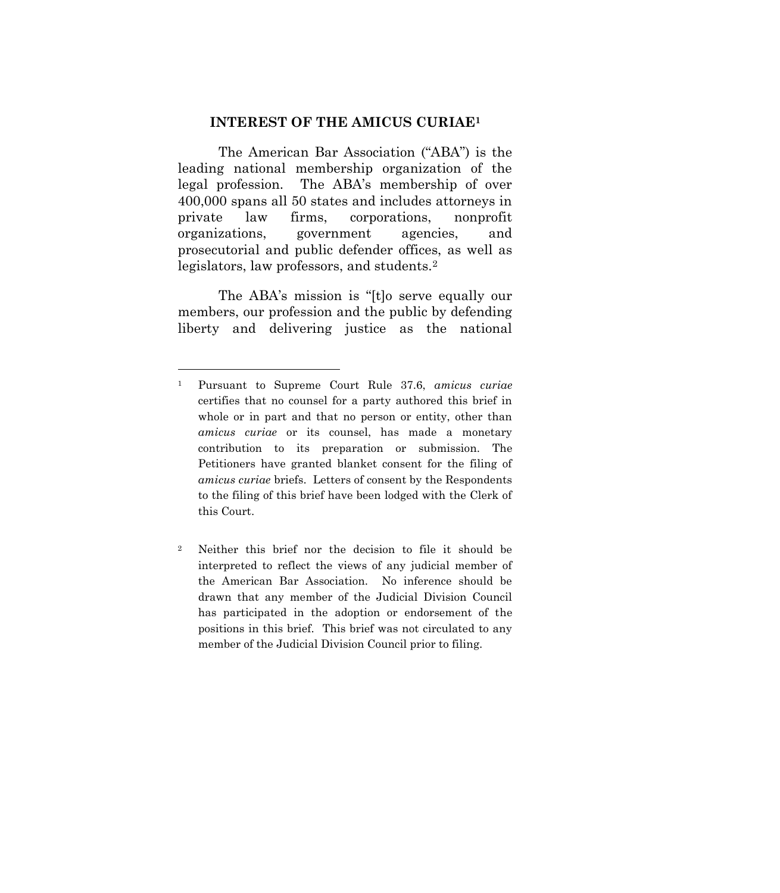## INTEREST OF THE AMICUS CURIAE[1]

The American Bar Association ("ABA") is the leading national membership organization of the legal profession. The ABA's membership of over 400,000 spans all 50 states and includes attorneys in private law firms, corporations, nonprofit organizations, government agencies, and prosecutorial and public defender offices, as well as legislators, law professors, and students.[2]

The ABA's mission is "[t]o serve equally our members, our profession and the public by defending liberty and delivering justice as the national

---

[1] Pursuant to Supreme Court Rule 37.6, *amicus curiae* certifies that no counsel for a party authored this brief in whole or in part and that no person or entity, other than *amicus curiae* or its counsel, has made a monetary contribution to its preparation or submission. The Petitioners have granted blanket consent for the filing of *amicus curiae* briefs. Letters of consent by the Respondents to the filing of this brief have been lodged with the Clerk of this Court.

[2] Neither this brief nor the decision to file it should be interpreted to reflect the views of any judicial member of the American Bar Association. No inference should be drawn that any member of the Judicial Division Council has participated in the adoption or endorsement of the positions in this brief. This brief was not circulated to any member of the Judicial Division Council prior to filing.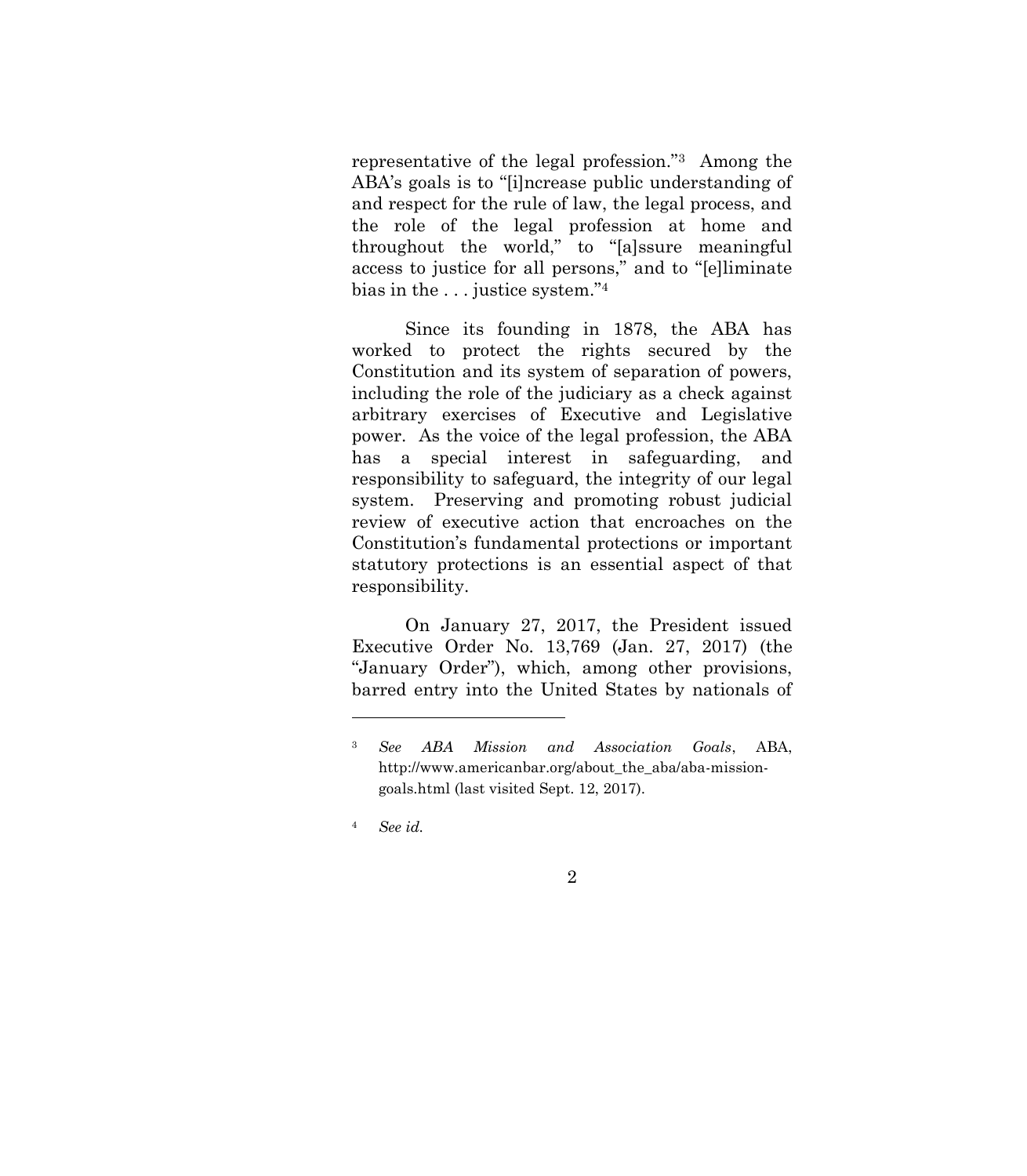representative of the legal profession."[3] Among the ABA's goals is to "[i]ncrease public understanding of and respect for the rule of law, the legal process, and the role of the legal profession at home and throughout the world," to "[a]ssure meaningful access to justice for all persons," and to "[e]liminate bias in the . . . justice system."[4]

Since its founding in 1878, the ABA has worked to protect the rights secured by the Constitution and its system of separation of powers, including the role of the judiciary as a check against arbitrary exercises of Executive and Legislative power. As the voice of the legal profession, the ABA has a special interest in safeguarding, and responsibility to safeguard, the integrity of our legal system. Preserving and promoting robust judicial review of executive action that encroaches on the Constitution's fundamental protections or important statutory protections is an essential aspect of that responsibility.

On January 27, 2017, the President issued Executive Order No. 13,769 (Jan. 27, 2017) (the "January Order"), which, among other provisions, barred entry into the United States by nationals of

---

[3] *See ABA Mission and Association Goals*, ABA, http://www.americanbar.org/about_the_aba/aba-mission-goals.html (last visited Sept. 12, 2017).

[4] *See id.*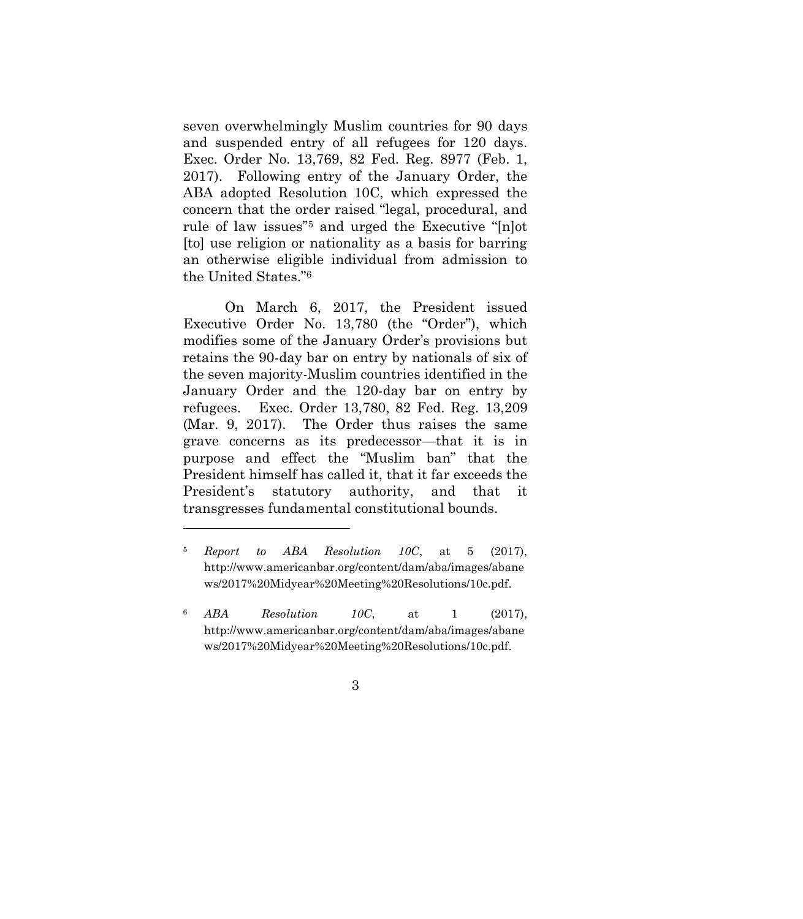seven overwhelmingly Muslim countries for 90 days and suspended entry of all refugees for 120 days. Exec. Order No. 13,769, 82 Fed. Reg. 8977 (Feb. 1, 2017). Following entry of the January Order, the ABA adopted Resolution 10C, which expressed the concern that the order raised "legal, procedural, and rule of law issues"[5] and urged the Executive "[n]ot [to] use religion or nationality as a basis for barring an otherwise eligible individual from admission to the United States."[6]

On March 6, 2017, the President issued Executive Order No. 13,780 (the "Order"), which modifies some of the January Order's provisions but retains the 90-day bar on entry by nationals of six of the seven majority-Muslim countries identified in the January Order and the 120-day bar on entry by refugees. Exec. Order 13,780, 82 Fed. Reg. 13,209 (Mar. 9, 2017). The Order thus raises the same grave concerns as its predecessor—that it is in purpose and effect the "Muslim ban" that the President himself has called it, that it far exceeds the President's statutory authority, and that it transgresses fundamental constitutional bounds.

---

[5] *Report to ABA Resolution 10C*, at 5 (2017), http://www.americanbar.org/content/dam/aba/images/abanews/2017%20Midyear%20Meeting%20Resolutions/10c.pdf.

[6] *ABA Resolution 10C*, at 1 (2017), http://www.americanbar.org/content/dam/aba/images/abanews/2017%20Midyear%20Meeting%20Resolutions/10c.pdf.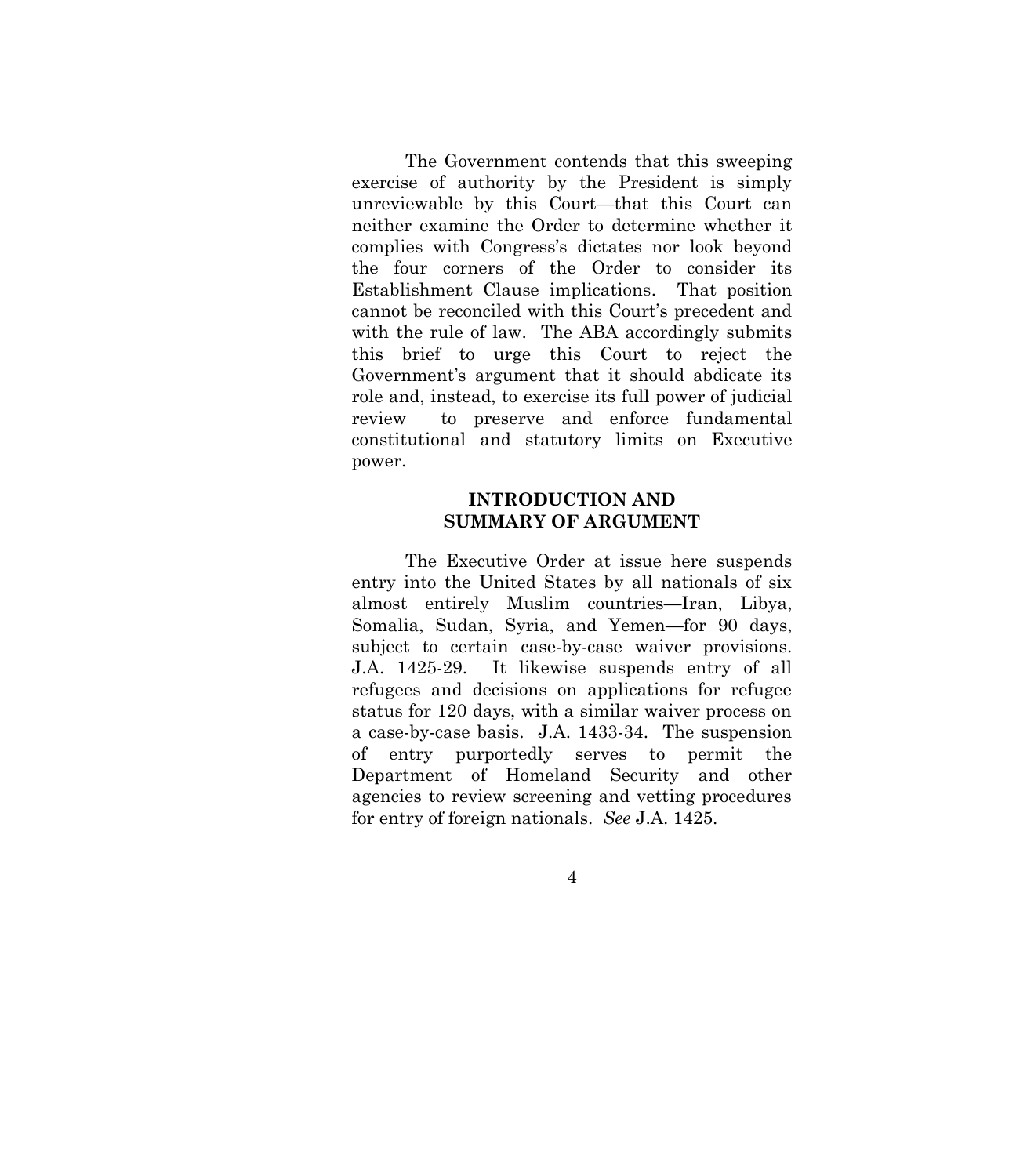The Government contends that this sweeping exercise of authority by the President is simply unreviewable by this Court—that this Court can neither examine the Order to determine whether it complies with Congress's dictates nor look beyond the four corners of the Order to consider its Establishment Clause implications. That position cannot be reconciled with this Court's precedent and with the rule of law. The ABA accordingly submits this brief to urge this Court to reject the Government's argument that it should abdicate its role and, instead, to exercise its full power of judicial review to preserve and enforce fundamental constitutional and statutory limits on Executive power.

## INTRODUCTION AND SUMMARY OF ARGUMENT

The Executive Order at issue here suspends entry into the United States by all nationals of six almost entirely Muslim countries—Iran, Libya, Somalia, Sudan, Syria, and Yemen—for 90 days, subject to certain case-by-case waiver provisions. J.A. 1425-29. It likewise suspends entry of all refugees and decisions on applications for refugee status for 120 days, with a similar waiver process on a case-by-case basis. J.A. 1433-34. The suspension of entry purportedly serves to permit the Department of Homeland Security and other agencies to review screening and vetting procedures for entry of foreign nationals. *See* J.A. 1425.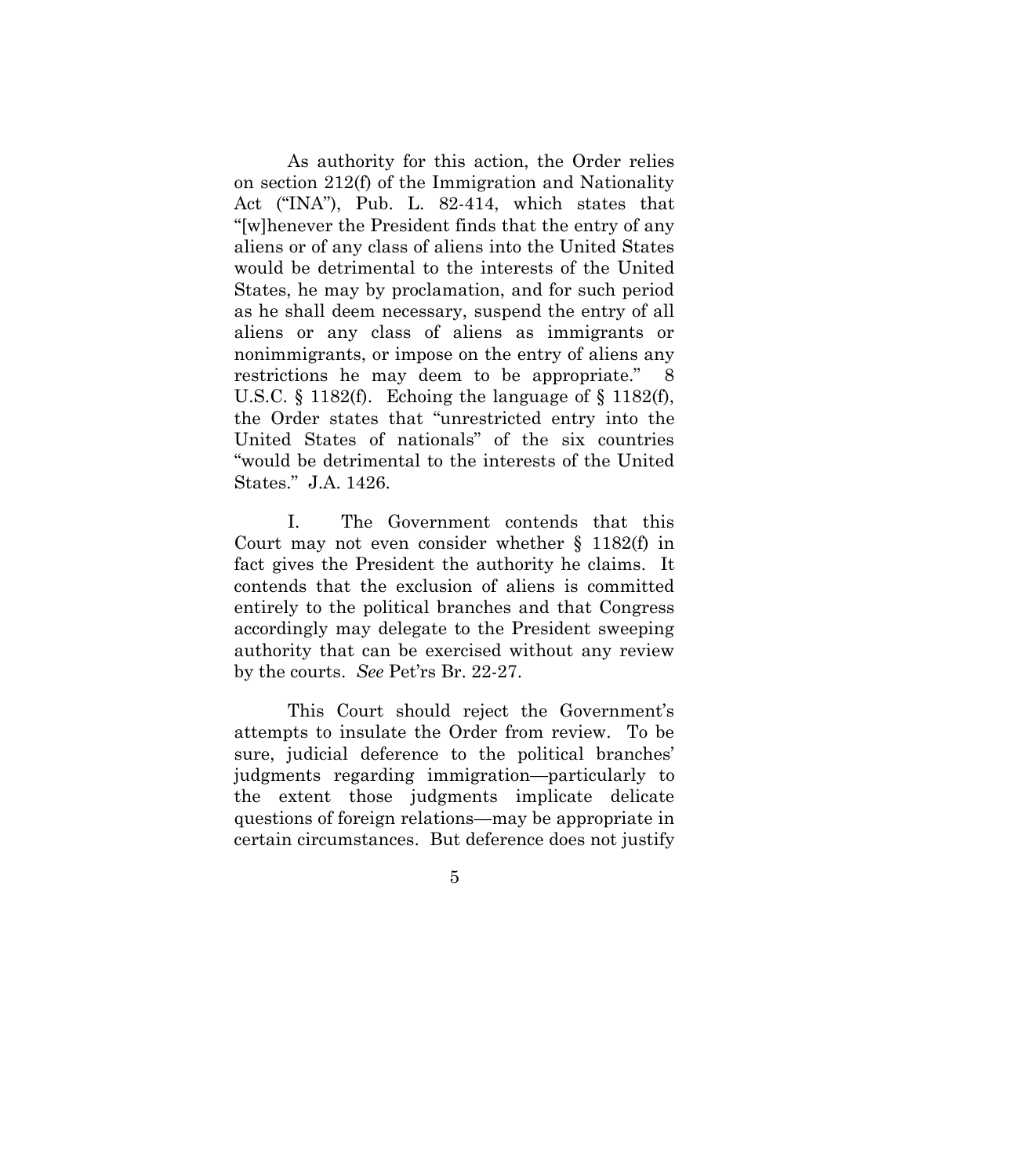As authority for this action, the Order relies on section 212(f) of the Immigration and Nationality Act ("INA"), Pub. L. 82-414, which states that "[w]henever the President finds that the entry of any aliens or of any class of aliens into the United States would be detrimental to the interests of the United States, he may by proclamation, and for such period as he shall deem necessary, suspend the entry of all aliens or any class of aliens as immigrants or nonimmigrants, or impose on the entry of aliens any restrictions he may deem to be appropriate." 8 U.S.C. § 1182(f). Echoing the language of § 1182(f), the Order states that "unrestricted entry into the United States of nationals" of the six countries "would be detrimental to the interests of the United States." J.A. 1426.

I. The Government contends that this Court may not even consider whether § 1182(f) in fact gives the President the authority he claims. It contends that the exclusion of aliens is committed entirely to the political branches and that Congress accordingly may delegate to the President sweeping authority that can be exercised without any review by the courts. *See* Pet'rs Br. 22-27.

This Court should reject the Government's attempts to insulate the Order from review. To be sure, judicial deference to the political branches' judgments regarding immigration—particularly to the extent those judgments implicate delicate questions of foreign relations—may be appropriate in certain circumstances. But deference does not justify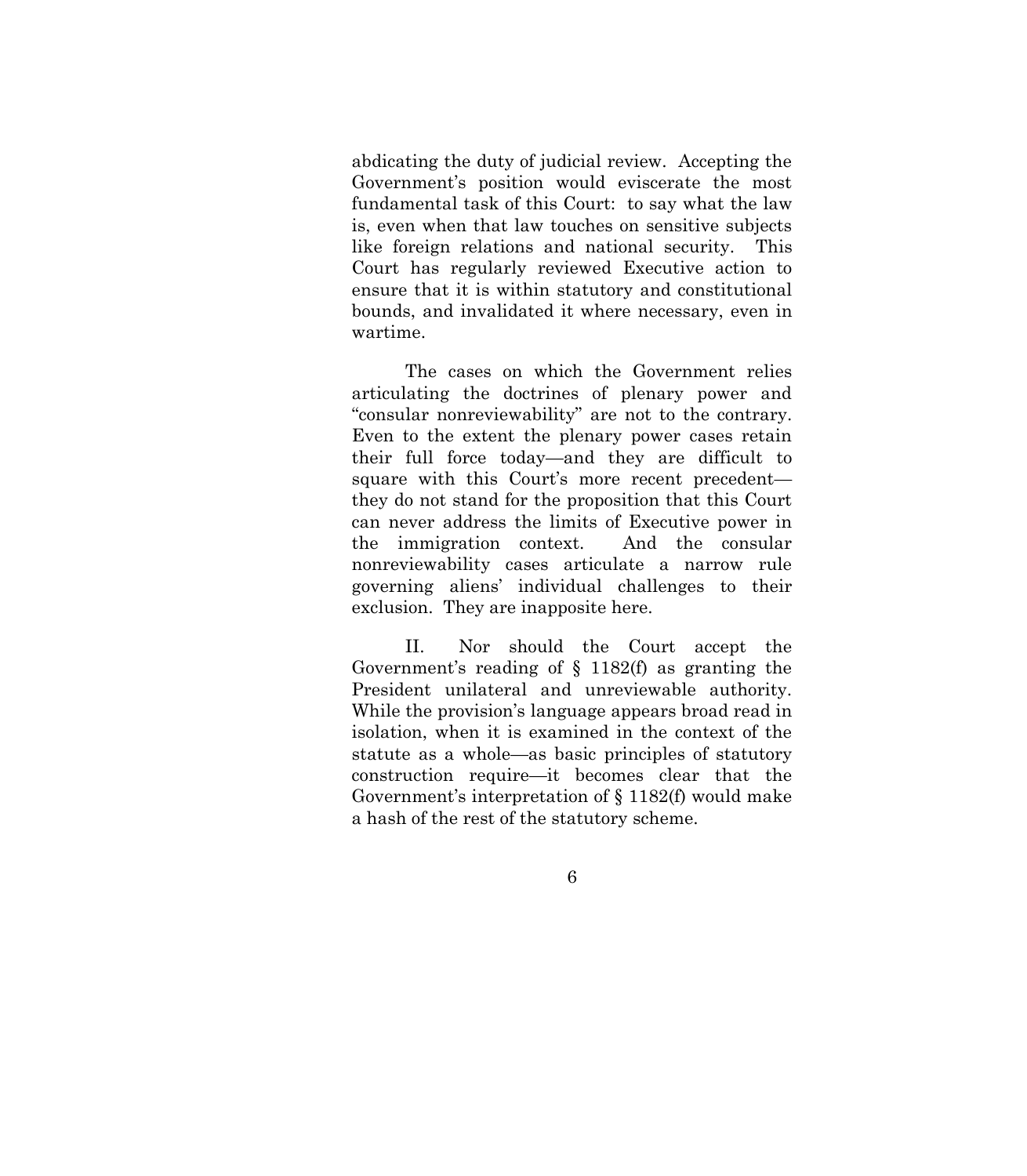abdicating the duty of judicial review. Accepting the Government's position would eviscerate the most fundamental task of this Court: to say what the law is, even when that law touches on sensitive subjects like foreign relations and national security. This Court has regularly reviewed Executive action to ensure that it is within statutory and constitutional bounds, and invalidated it where necessary, even in wartime.

The cases on which the Government relies articulating the doctrines of plenary power and "consular nonreviewability" are not to the contrary. Even to the extent the plenary power cases retain their full force today—and they are difficult to square with this Court's more recent precedent—they do not stand for the proposition that this Court can never address the limits of Executive power in the immigration context. And the consular nonreviewability cases articulate a narrow rule governing aliens' individual challenges to their exclusion. They are inapposite here.

II. Nor should the Court accept the Government's reading of § 1182(f) as granting the President unilateral and unreviewable authority. While the provision's language appears broad read in isolation, when it is examined in the context of the statute as a whole—as basic principles of statutory construction require—it becomes clear that the Government's interpretation of § 1182(f) would make a hash of the rest of the statutory scheme.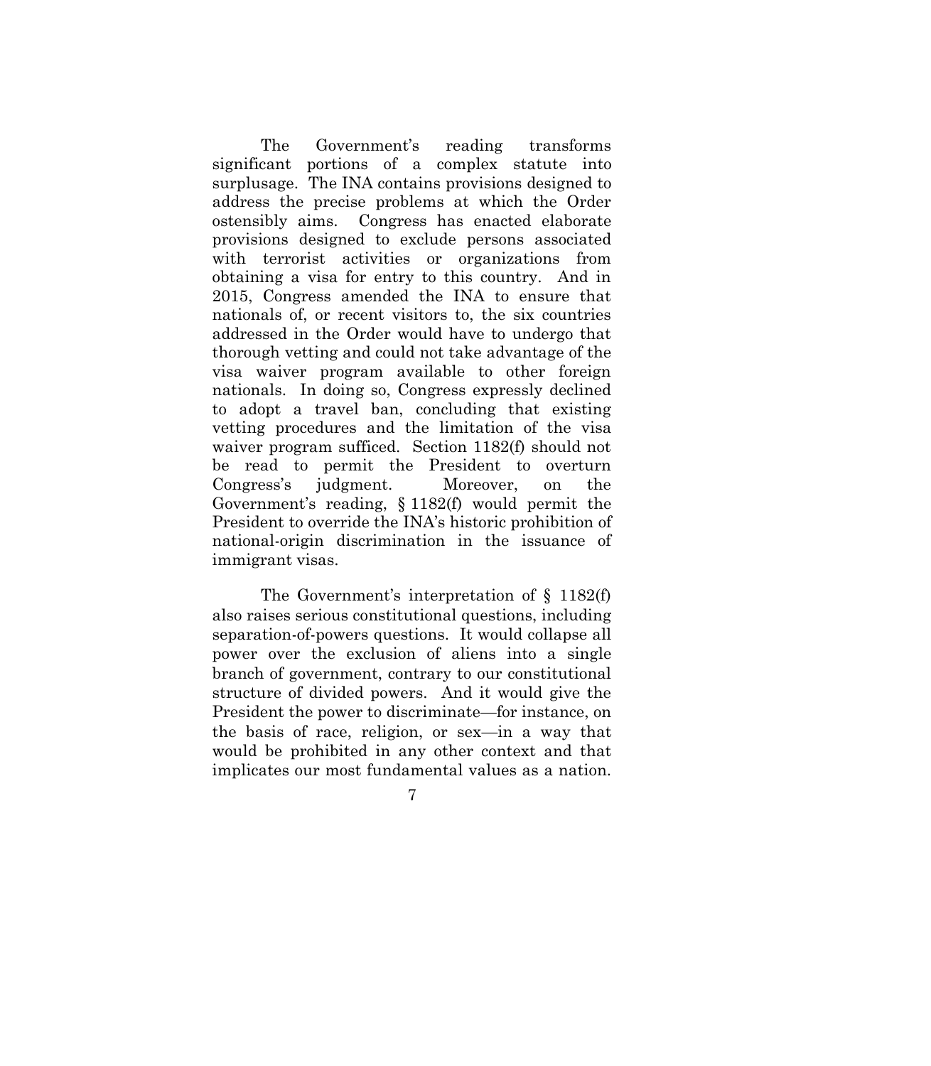The Government's reading transforms significant portions of a complex statute into surplusage. The INA contains provisions designed to address the precise problems at which the Order ostensibly aims. Congress has enacted elaborate provisions designed to exclude persons associated with terrorist activities or organizations from obtaining a visa for entry to this country. And in 2015, Congress amended the INA to ensure that nationals of, or recent visitors to, the six countries addressed in the Order would have to undergo that thorough vetting and could not take advantage of the visa waiver program available to other foreign nationals. In doing so, Congress expressly declined to adopt a travel ban, concluding that existing vetting procedures and the limitation of the visa waiver program sufficed. Section 1182(f) should not be read to permit the President to overturn Congress's judgment. Moreover, on the Government's reading, § 1182(f) would permit the President to override the INA's historic prohibition of national-origin discrimination in the issuance of immigrant visas.

The Government's interpretation of § 1182(f) also raises serious constitutional questions, including separation-of-powers questions. It would collapse all power over the exclusion of aliens into a single branch of government, contrary to our constitutional structure of divided powers. And it would give the President the power to discriminate—for instance, on the basis of race, religion, or sex—in a way that would be prohibited in any other context and that implicates our most fundamental values as a nation.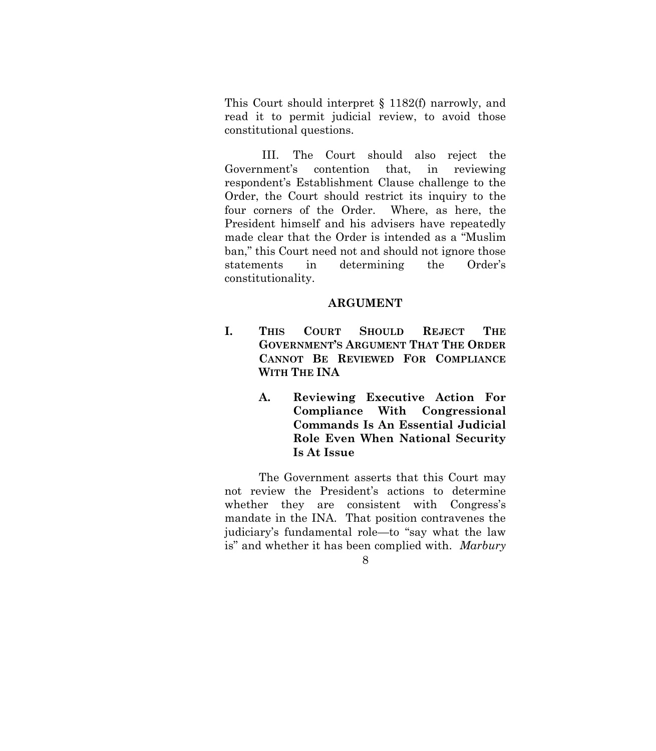This Court should interpret § 1182(f) narrowly, and read it to permit judicial review, to avoid those constitutional questions.

III. The Court should also reject the Government's contention that, in reviewing respondent's Establishment Clause challenge to the Order, the Court should restrict its inquiry to the four corners of the Order. Where, as here, the President himself and his advisers have repeatedly made clear that the Order is intended as a "Muslim ban," this Court need not and should not ignore those statements in determining the Order's constitutionality.

## ARGUMENT

### I. THIS COURT SHOULD REJECT THE GOVERNMENT'S ARGUMENT THAT THE ORDER CANNOT BE REVIEWED FOR COMPLIANCE WITH THE INA

#### A. Reviewing Executive Action For Compliance With Congressional Commands Is An Essential Judicial Role Even When National Security Is At Issue

The Government asserts that this Court may not review the President's actions to determine whether they are consistent with Congress's mandate in the INA. That position contravenes the judiciary's fundamental role—to "say what the law is" and whether it has been complied with. *Marbury*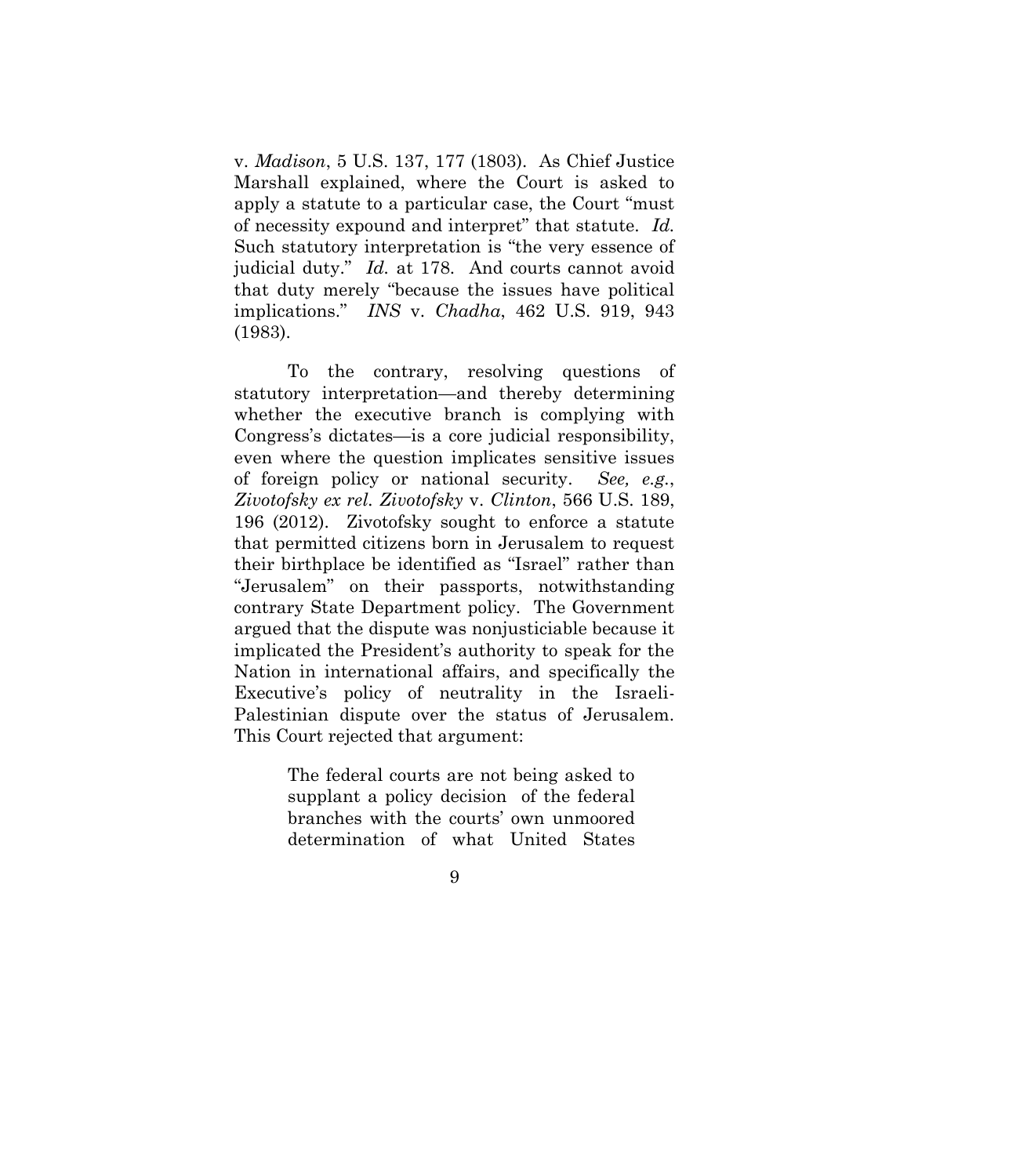v. *Madison*, 5 U.S. 137, 177 (1803). As Chief Justice Marshall explained, where the Court is asked to apply a statute to a particular case, the Court "must of necessity expound and interpret" that statute. *Id.* Such statutory interpretation is "the very essence of judicial duty." *Id.* at 178. And courts cannot avoid that duty merely "because the issues have political implications." *INS* v. *Chadha*, 462 U.S. 919, 943 (1983).

To the contrary, resolving questions of statutory interpretation—and thereby determining whether the executive branch is complying with Congress's dictates—is a core judicial responsibility, even where the question implicates sensitive issues of foreign policy or national security. *See, e.g.*, *Zivotofsky ex rel. Zivotofsky* v. *Clinton*, 566 U.S. 189, 196 (2012). Zivotofsky sought to enforce a statute that permitted citizens born in Jerusalem to request their birthplace be identified as "Israel" rather than "Jerusalem" on their passports, notwithstanding contrary State Department policy. The Government argued that the dispute was nonjusticiable because it implicated the President's authority to speak for the Nation in international affairs, and specifically the Executive's policy of neutrality in the Israeli-Palestinian dispute over the status of Jerusalem. This Court rejected that argument:

> The federal courts are not being asked to supplant a policy decision of the federal branches with the courts' own unmoored determination of what United States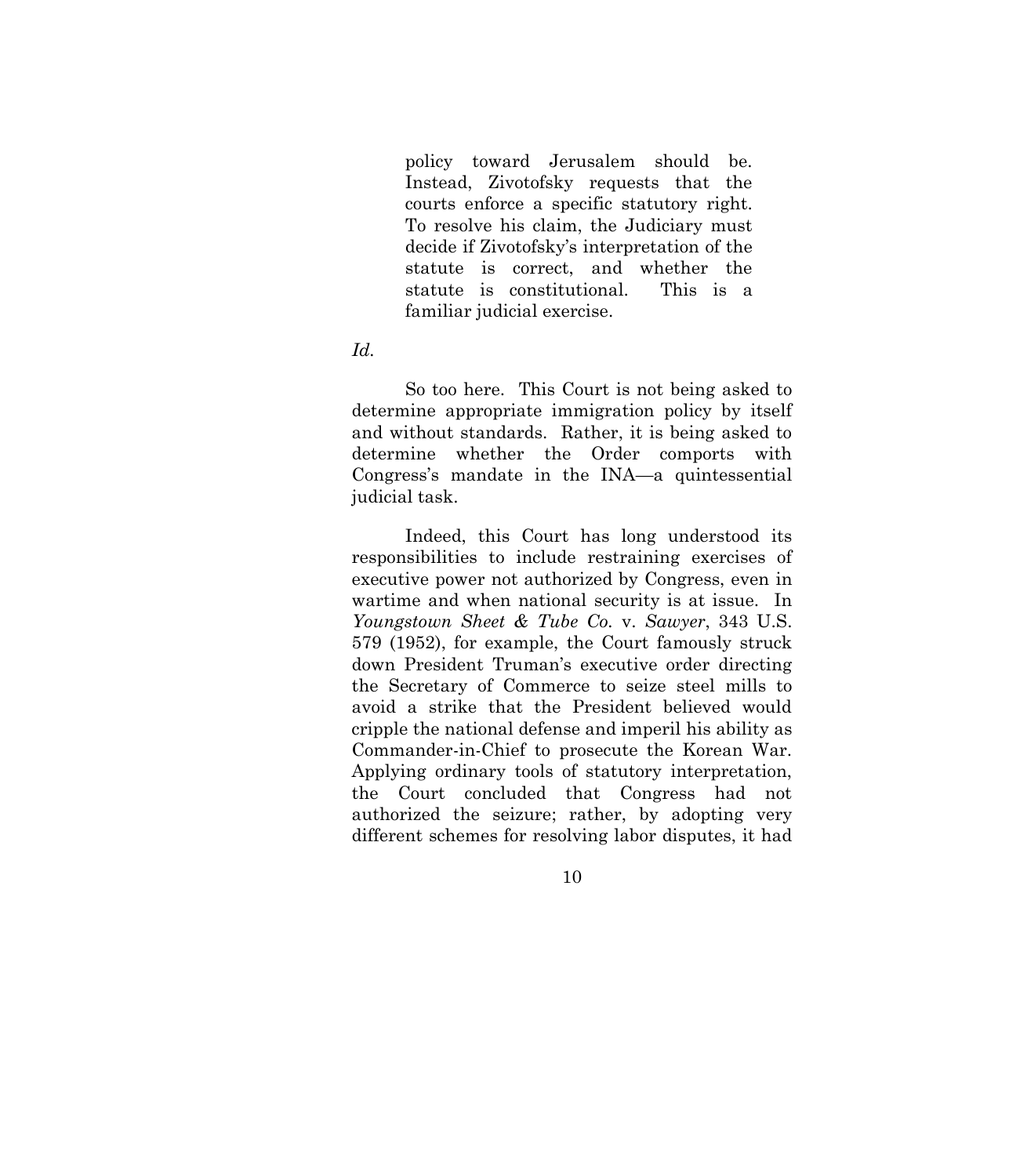> policy toward Jerusalem should be. Instead, Zivotofsky requests that the courts enforce a specific statutory right. To resolve his claim, the Judiciary must decide if Zivotofsky's interpretation of the statute is correct, and whether the statute is constitutional. This is a familiar judicial exercise.

*Id.*

So too here. This Court is not being asked to determine appropriate immigration policy by itself and without standards. Rather, it is being asked to determine whether the Order comports with Congress's mandate in the INA—a quintessential judicial task.

Indeed, this Court has long understood its responsibilities to include restraining exercises of executive power not authorized by Congress, even in wartime and when national security is at issue. In *Youngstown Sheet & Tube Co.* v. *Sawyer*, 343 U.S. 579 (1952), for example, the Court famously struck down President Truman's executive order directing the Secretary of Commerce to seize steel mills to avoid a strike that the President believed would cripple the national defense and imperil his ability as Commander-in-Chief to prosecute the Korean War. Applying ordinary tools of statutory interpretation, the Court concluded that Congress had not authorized the seizure; rather, by adopting very different schemes for resolving labor disputes, it had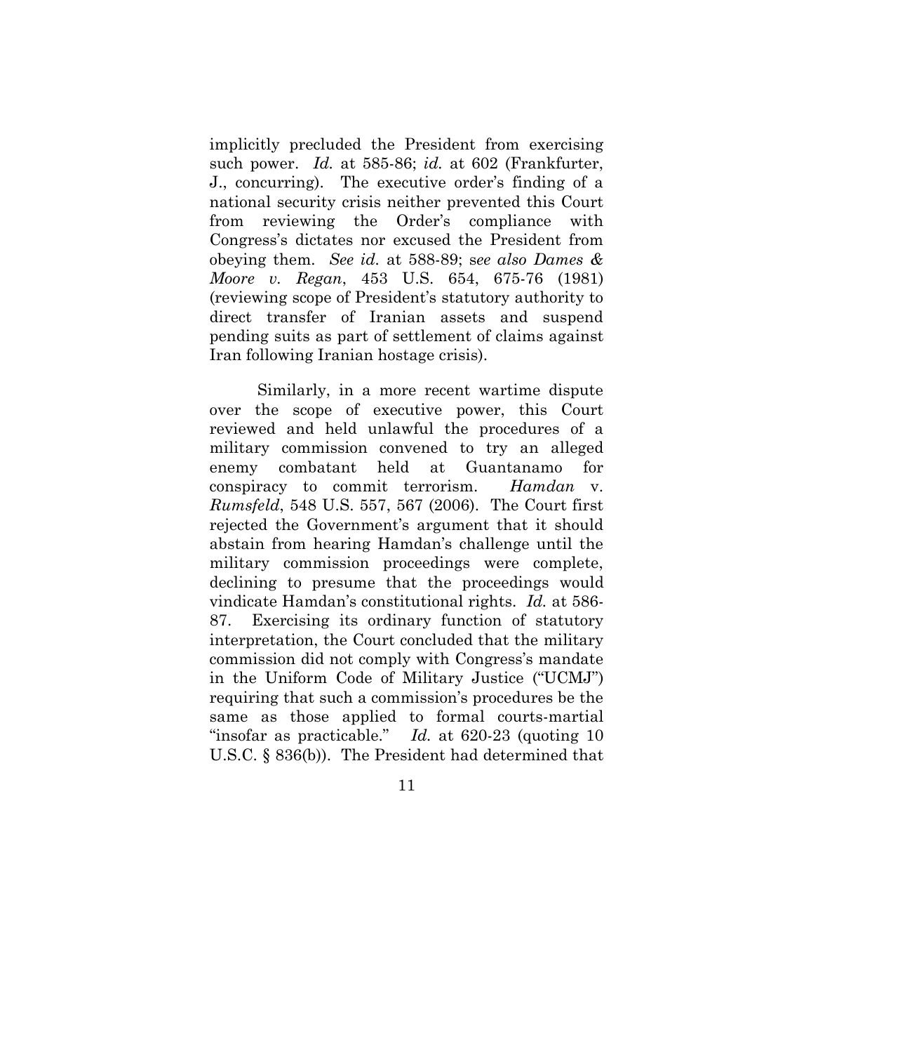implicitly precluded the President from exercising such power. *Id.* at 585-86; *id.* at 602 (Frankfurter, J., concurring). The executive order's finding of a national security crisis neither prevented this Court from reviewing the Order's compliance with Congress's dictates nor excused the President from obeying them. *See id.* at 588-89; *see also Dames & Moore v. Regan*, 453 U.S. 654, 675-76 (1981) (reviewing scope of President's statutory authority to direct transfer of Iranian assets and suspend pending suits as part of settlement of claims against Iran following Iranian hostage crisis).

Similarly, in a more recent wartime dispute over the scope of executive power, this Court reviewed and held unlawful the procedures of a military commission convened to try an alleged enemy combatant held at Guantanamo for conspiracy to commit terrorism. *Hamdan* v. *Rumsfeld*, 548 U.S. 557, 567 (2006). The Court first rejected the Government's argument that it should abstain from hearing Hamdan's challenge until the military commission proceedings were complete, declining to presume that the proceedings would vindicate Hamdan's constitutional rights. *Id.* at 586-87. Exercising its ordinary function of statutory interpretation, the Court concluded that the military commission did not comply with Congress's mandate in the Uniform Code of Military Justice ("UCMJ") requiring that such a commission's procedures be the same as those applied to formal courts-martial "insofar as practicable." *Id.* at 620-23 (quoting 10 U.S.C. § 836(b)). The President had determined that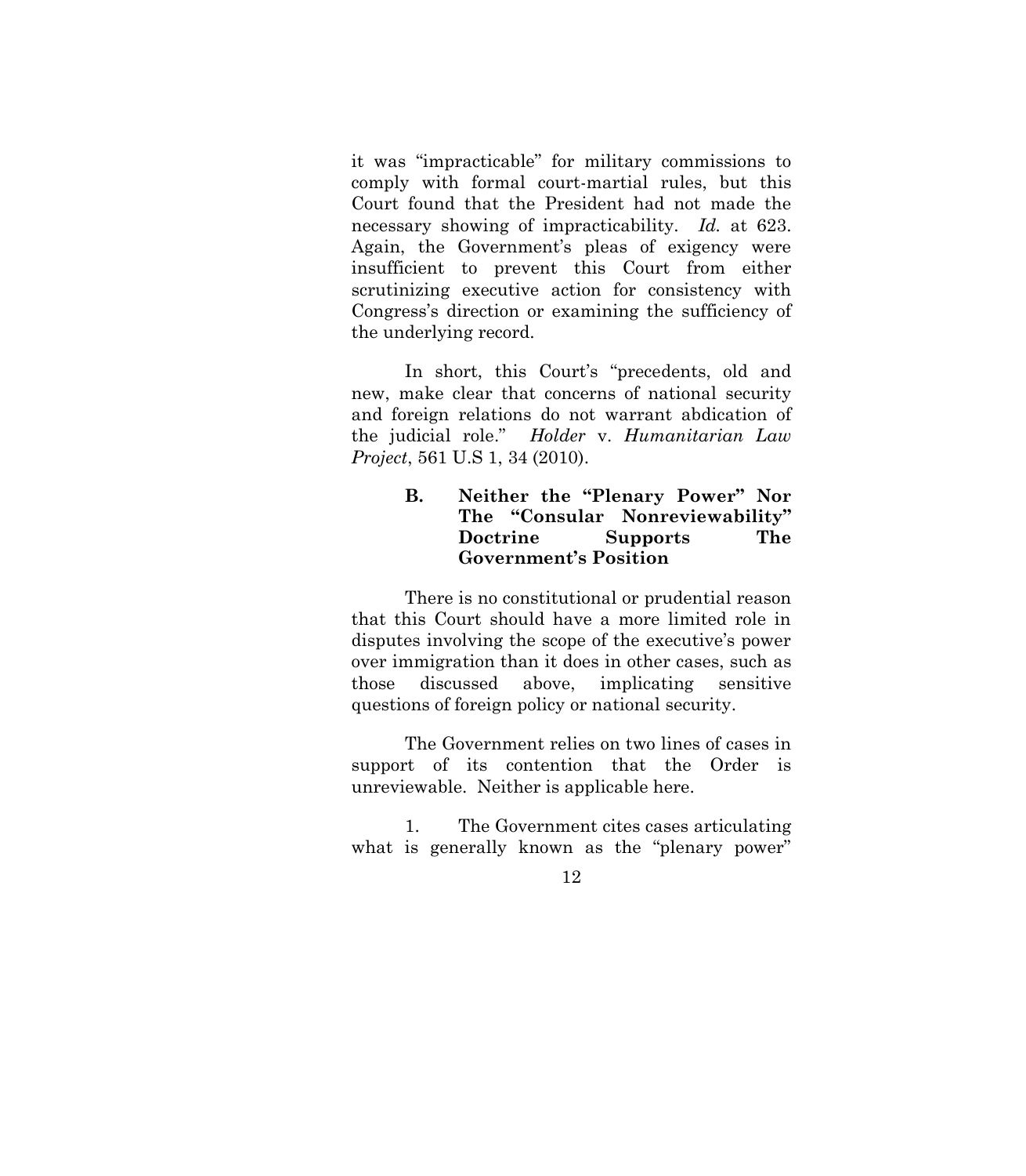it was "impracticable" for military commissions to comply with formal court-martial rules, but this Court found that the President had not made the necessary showing of impracticability. *Id.* at 623. Again, the Government's pleas of exigency were insufficient to prevent this Court from either scrutinizing executive action for consistency with Congress's direction or examining the sufficiency of the underlying record.

In short, this Court's "precedents, old and new, make clear that concerns of national security and foreign relations do not warrant abdication of the judicial role." *Holder* v. *Humanitarian Law Project*, 561 U.S 1, 34 (2010).

### B. Neither the "Plenary Power" Nor The "Consular Nonreviewability" Doctrine Supports The Government's Position

There is no constitutional or prudential reason that this Court should have a more limited role in disputes involving the scope of the executive's power over immigration than it does in other cases, such as those discussed above, implicating sensitive questions of foreign policy or national security.

The Government relies on two lines of cases in support of its contention that the Order is unreviewable. Neither is applicable here.

1. The Government cites cases articulating what is generally known as the "plenary power"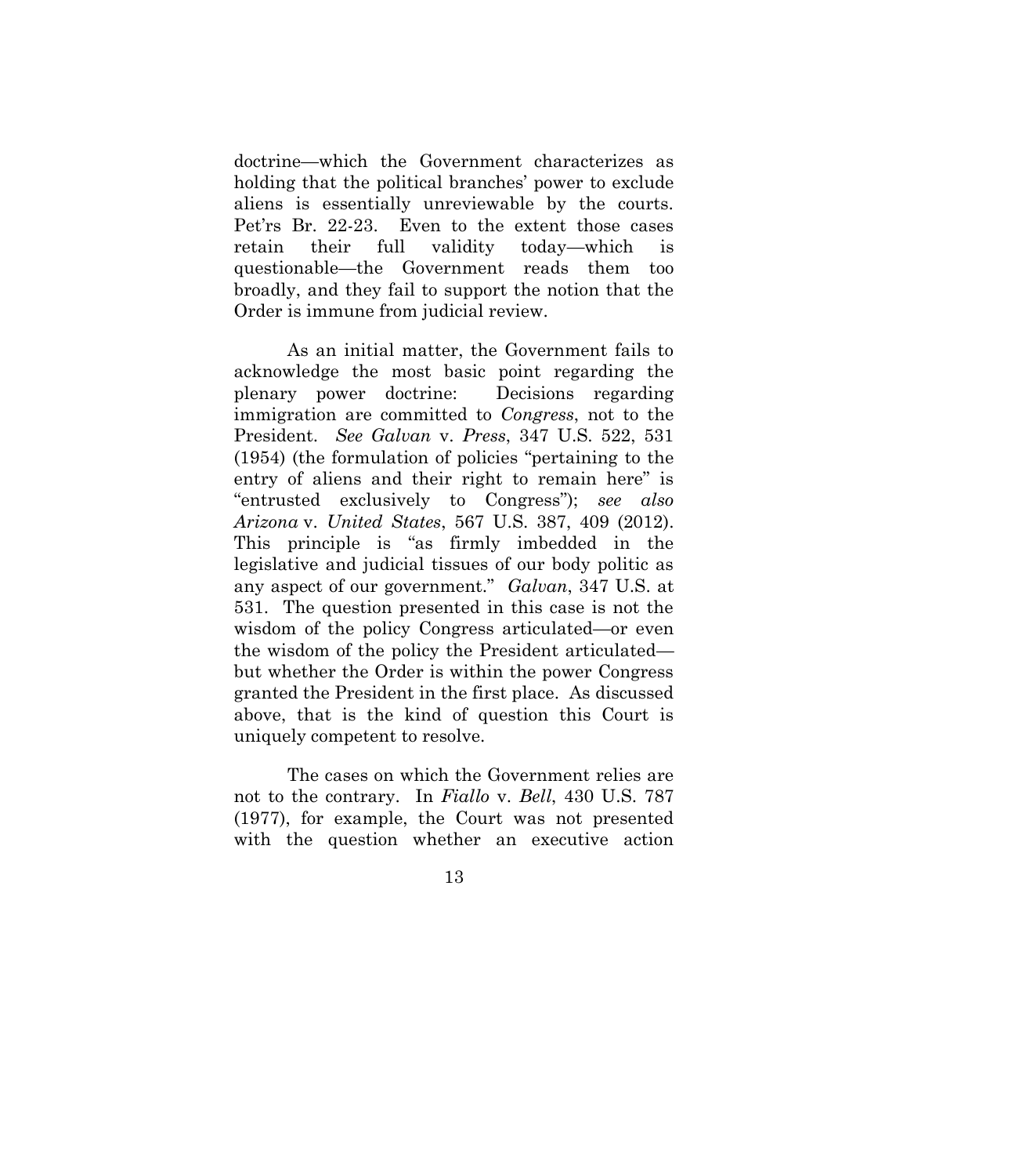doctrine—which the Government characterizes as holding that the political branches' power to exclude aliens is essentially unreviewable by the courts. Pet'rs Br. 22-23. Even to the extent those cases retain their full validity today—which is questionable—the Government reads them too broadly, and they fail to support the notion that the Order is immune from judicial review.

As an initial matter, the Government fails to acknowledge the most basic point regarding the plenary power doctrine: Decisions regarding immigration are committed to *Congress*, not to the President. *See Galvan* v. *Press*, 347 U.S. 522, 531 (1954) (the formulation of policies "pertaining to the entry of aliens and their right to remain here" is "entrusted exclusively to Congress"); *see also Arizona* v. *United States*, 567 U.S. 387, 409 (2012). This principle is "as firmly imbedded in the legislative and judicial tissues of our body politic as any aspect of our government." *Galvan*, 347 U.S. at 531. The question presented in this case is not the wisdom of the policy Congress articulated—or even the wisdom of the policy the President articulated—but whether the Order is within the power Congress granted the President in the first place. As discussed above, that is the kind of question this Court is uniquely competent to resolve.

The cases on which the Government relies are not to the contrary. In *Fiallo* v. *Bell*, 430 U.S. 787 (1977), for example, the Court was not presented with the question whether an executive action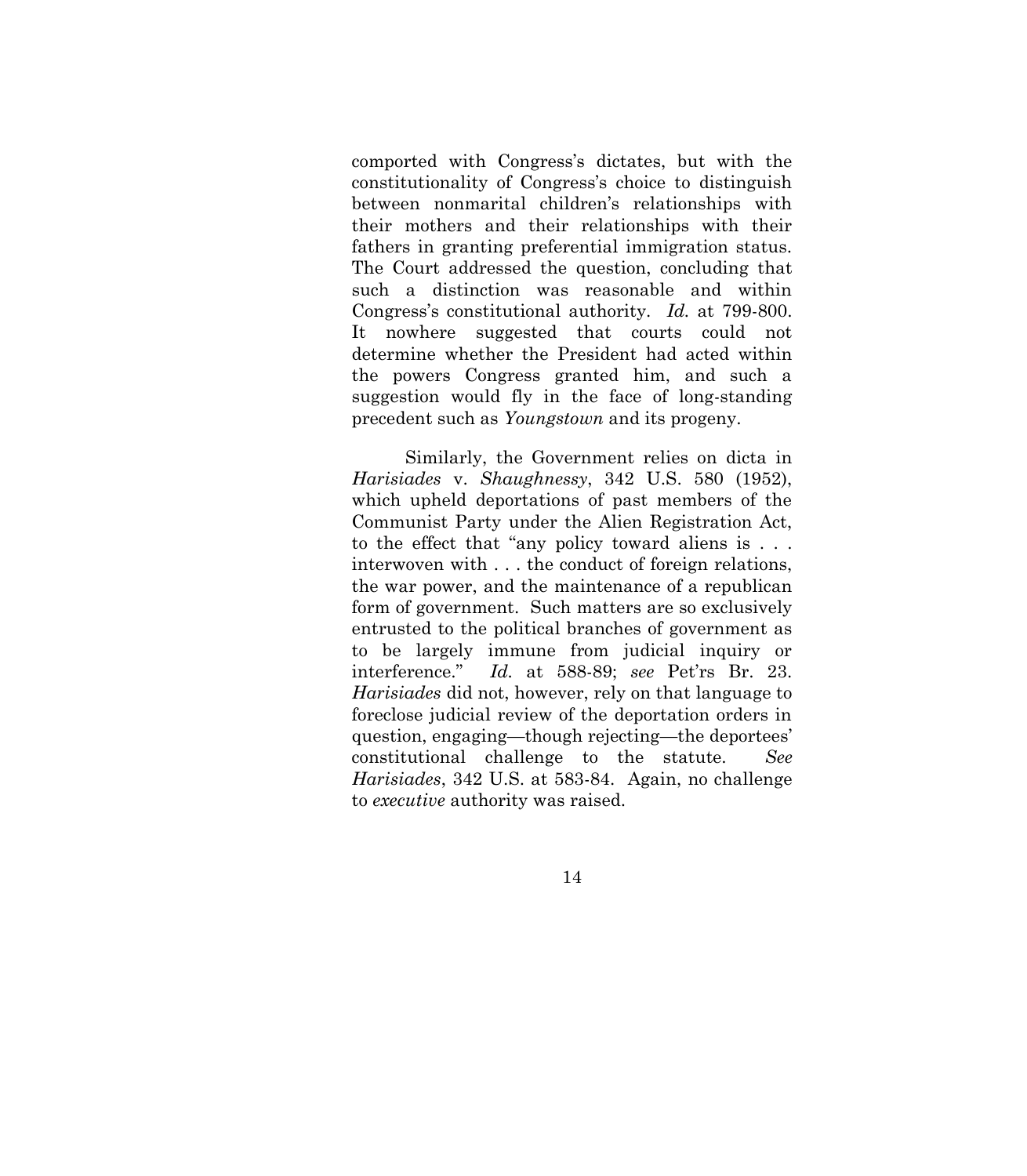comported with Congress's dictates, but with the constitutionality of Congress's choice to distinguish between nonmarital children's relationships with their mothers and their relationships with their fathers in granting preferential immigration status. The Court addressed the question, concluding that such a distinction was reasonable and within Congress's constitutional authority. *Id.* at 799-800. It nowhere suggested that courts could not determine whether the President had acted within the powers Congress granted him, and such a suggestion would fly in the face of long-standing precedent such as *Youngstown* and its progeny.

Similarly, the Government relies on dicta in *Harisiades* v. *Shaughnessy*, 342 U.S. 580 (1952), which upheld deportations of past members of the Communist Party under the Alien Registration Act, to the effect that "any policy toward aliens is . . . interwoven with . . . the conduct of foreign relations, the war power, and the maintenance of a republican form of government. Such matters are so exclusively entrusted to the political branches of government as to be largely immune from judicial inquiry or interference." *Id.* at 588-89; *see* Pet'rs Br. 23. *Harisiades* did not, however, rely on that language to foreclose judicial review of the deportation orders in question, engaging—though rejecting—the deportees' constitutional challenge to the statute. *See Harisiades*, 342 U.S. at 583-84. Again, no challenge to *executive* authority was raised.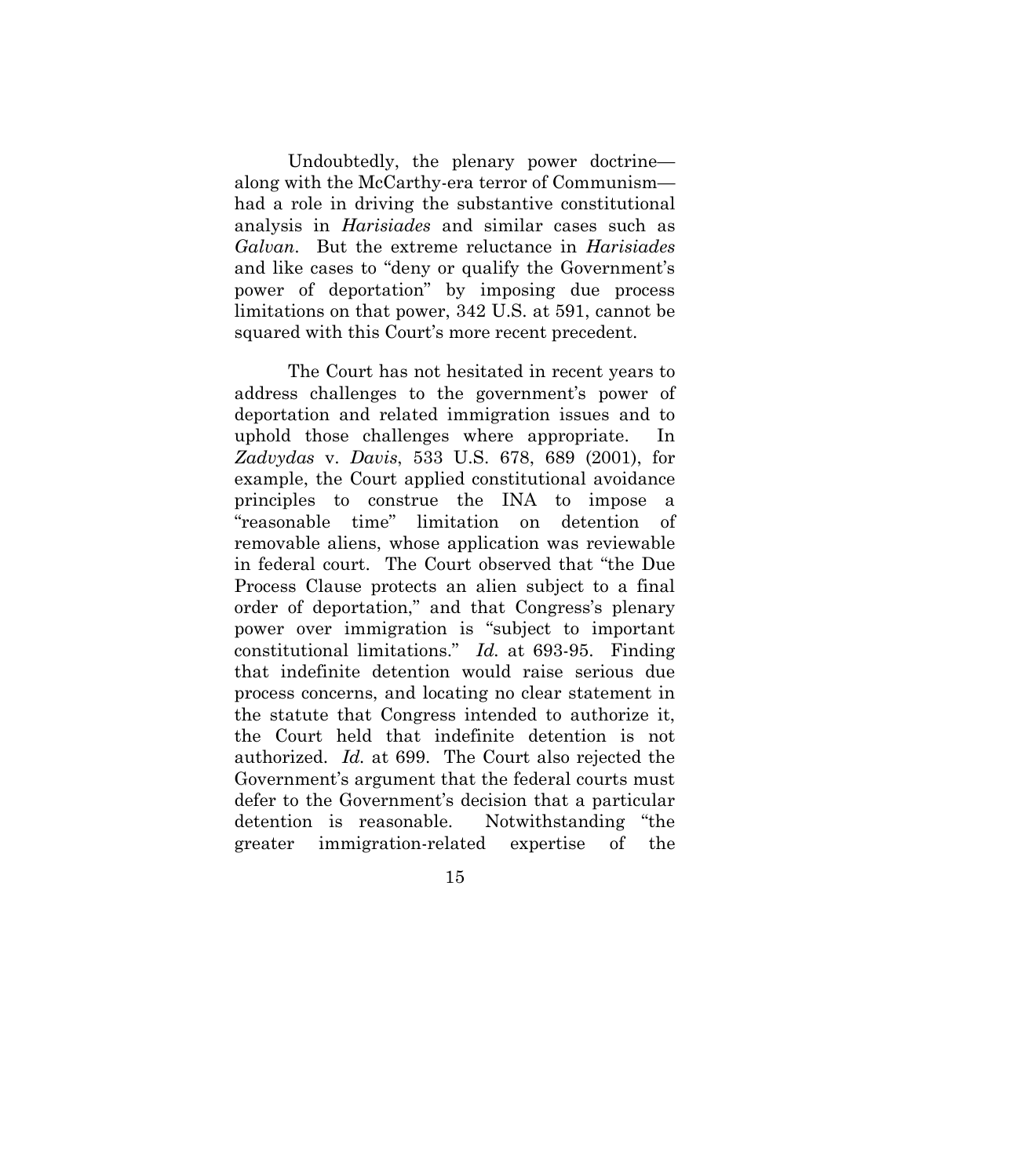Undoubtedly, the plenary power doctrine—along with the McCarthy-era terror of Communism—had a role in driving the substantive constitutional analysis in *Harisiades* and similar cases such as *Galvan*. But the extreme reluctance in *Harisiades* and like cases to "deny or qualify the Government's power of deportation" by imposing due process limitations on that power, 342 U.S. at 591, cannot be squared with this Court's more recent precedent.

The Court has not hesitated in recent years to address challenges to the government's power of deportation and related immigration issues and to uphold those challenges where appropriate. In *Zadvydas* v. *Davis*, 533 U.S. 678, 689 (2001), for example, the Court applied constitutional avoidance principles to construe the INA to impose a "reasonable time" limitation on detention of removable aliens, whose application was reviewable in federal court. The Court observed that "the Due Process Clause protects an alien subject to a final order of deportation," and that Congress's plenary power over immigration is "subject to important constitutional limitations." *Id.* at 693-95. Finding that indefinite detention would raise serious due process concerns, and locating no clear statement in the statute that Congress intended to authorize it, the Court held that indefinite detention is not authorized. *Id.* at 699. The Court also rejected the Government's argument that the federal courts must defer to the Government's decision that a particular detention is reasonable. Notwithstanding "the greater immigration-related expertise of the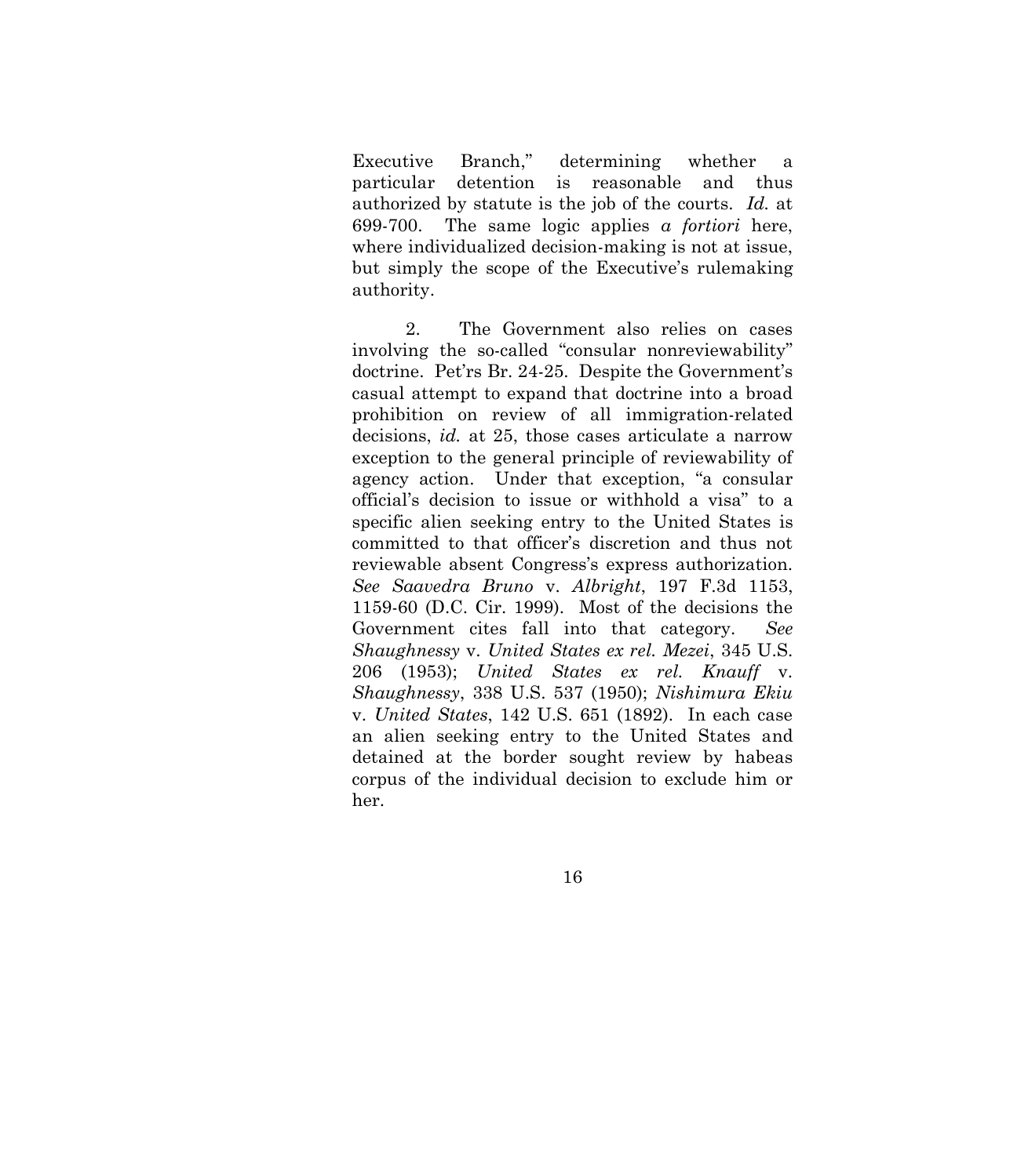Executive Branch," determining whether a particular detention is reasonable and thus authorized by statute is the job of the courts. *Id.* at 699-700. The same logic applies *a fortiori* here, where individualized decision-making is not at issue, but simply the scope of the Executive's rulemaking authority.

2. The Government also relies on cases involving the so-called "consular nonreviewability" doctrine. Pet'rs Br. 24-25. Despite the Government's casual attempt to expand that doctrine into a broad prohibition on review of all immigration-related decisions, *id.* at 25, those cases articulate a narrow exception to the general principle of reviewability of agency action. Under that exception, "a consular official's decision to issue or withhold a visa" to a specific alien seeking entry to the United States is committed to that officer's discretion and thus not reviewable absent Congress's express authorization. *See Saavedra Bruno* v. *Albright*, 197 F.3d 1153, 1159-60 (D.C. Cir. 1999). Most of the decisions the Government cites fall into that category. *See Shaughnessy* v. *United States ex rel. Mezei*, 345 U.S. 206 (1953); *United States ex rel. Knauff* v. *Shaughnessy*, 338 U.S. 537 (1950); *Nishimura Ekiu* v. *United States*, 142 U.S. 651 (1892). In each case an alien seeking entry to the United States and detained at the border sought review by habeas corpus of the individual decision to exclude him or her.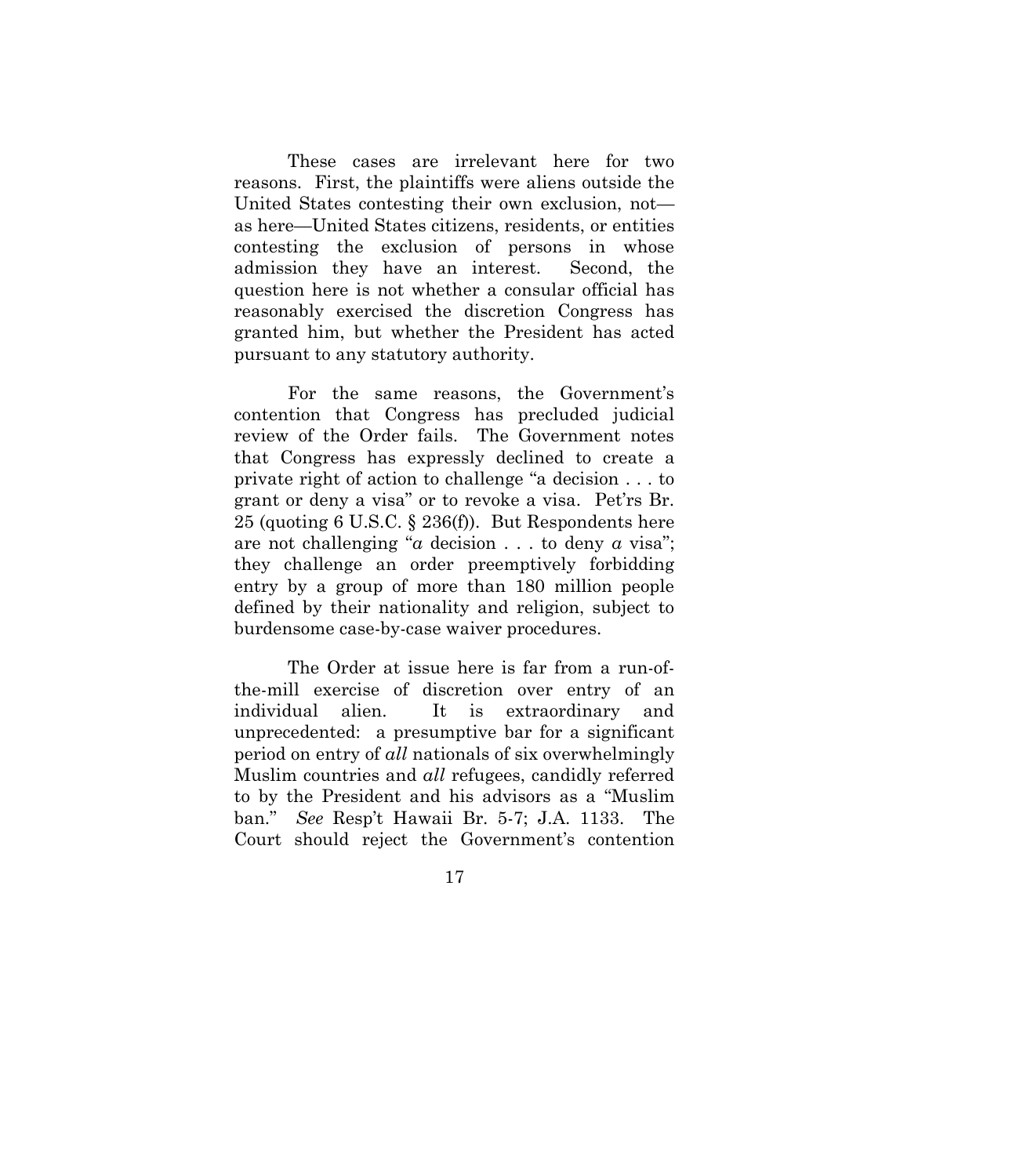These cases are irrelevant here for two reasons. First, the plaintiffs were aliens outside the United States contesting their own exclusion, not—as here—United States citizens, residents, or entities contesting the exclusion of persons in whose admission they have an interest. Second, the question here is not whether a consular official has reasonably exercised the discretion Congress has granted him, but whether the President has acted pursuant to any statutory authority.

For the same reasons, the Government's contention that Congress has precluded judicial review of the Order fails. The Government notes that Congress has expressly declined to create a private right of action to challenge "a decision . . . to grant or deny a visa" or to revoke a visa. Pet'rs Br. 25 (quoting 6 U.S.C. § 236(f)). But Respondents here are not challenging "*a* decision . . . to deny *a* visa"; they challenge an order preemptively forbidding entry by a group of more than 180 million people defined by their nationality and religion, subject to burdensome case-by-case waiver procedures.

The Order at issue here is far from a run-of-the-mill exercise of discretion over entry of an individual alien. It is extraordinary and unprecedented: a presumptive bar for a significant period on entry of *all* nationals of six overwhelmingly Muslim countries and *all* refugees, candidly referred to by the President and his advisors as a "Muslim ban." *See* Resp't Hawaii Br. 5-7; J.A. 1133. The Court should reject the Government's contention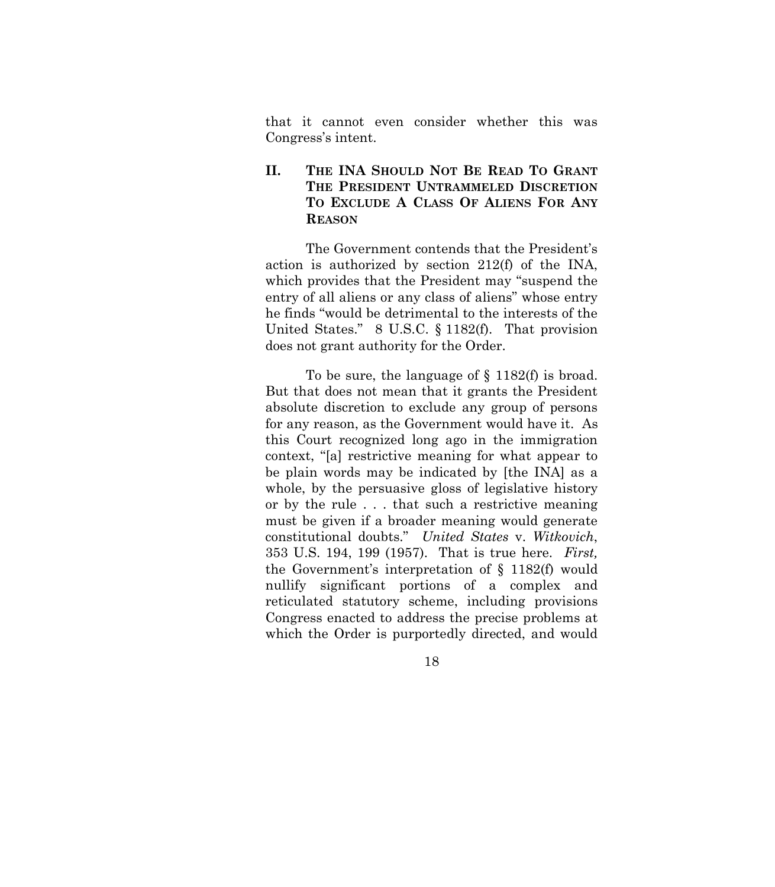that it cannot even consider whether this was Congress's intent.

## II. The INA Should Not Be Read To Grant The President Untrammeled Discretion To Exclude A Class Of Aliens For Any Reason

The Government contends that the President's action is authorized by section 212(f) of the INA, which provides that the President may "suspend the entry of all aliens or any class of aliens" whose entry he finds "would be detrimental to the interests of the United States." 8 U.S.C. § 1182(f). That provision does not grant authority for the Order.

To be sure, the language of § 1182(f) is broad. But that does not mean that it grants the President absolute discretion to exclude any group of persons for any reason, as the Government would have it. As this Court recognized long ago in the immigration context, "[a] restrictive meaning for what appear to be plain words may be indicated by [the INA] as a whole, by the persuasive gloss of legislative history or by the rule . . . that such a restrictive meaning must be given if a broader meaning would generate constitutional doubts." *United States* v. *Witkovich*, 353 U.S. 194, 199 (1957). That is true here. *First,* the Government's interpretation of § 1182(f) would nullify significant portions of a complex and reticulated statutory scheme, including provisions Congress enacted to address the precise problems at which the Order is purportedly directed, and would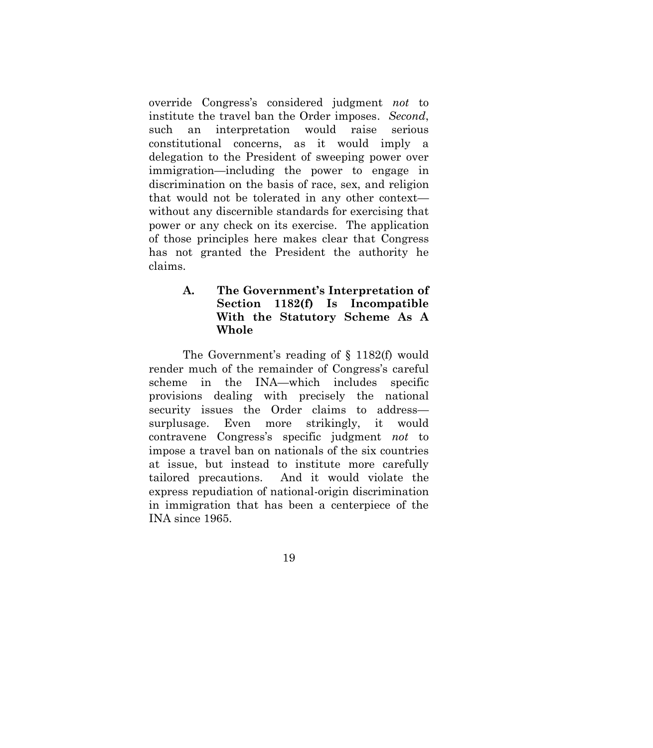override Congress's considered judgment *not* to institute the travel ban the Order imposes. *Second*, such an interpretation would raise serious constitutional concerns, as it would imply a delegation to the President of sweeping power over immigration—including the power to engage in discrimination on the basis of race, sex, and religion that would not be tolerated in any other context—without any discernible standards for exercising that power or any check on its exercise. The application of those principles here makes clear that Congress has not granted the President the authority he claims.

### A. The Government's Interpretation of Section 1182(f) Is Incompatible With the Statutory Scheme As A Whole

The Government's reading of § 1182(f) would render much of the remainder of Congress's careful scheme in the INA—which includes specific provisions dealing with precisely the national security issues the Order claims to address—surplusage. Even more strikingly, it would contravene Congress's specific judgment *not* to impose a travel ban on nationals of the six countries at issue, but instead to institute more carefully tailored precautions. And it would violate the express repudiation of national-origin discrimination in immigration that has been a centerpiece of the INA since 1965.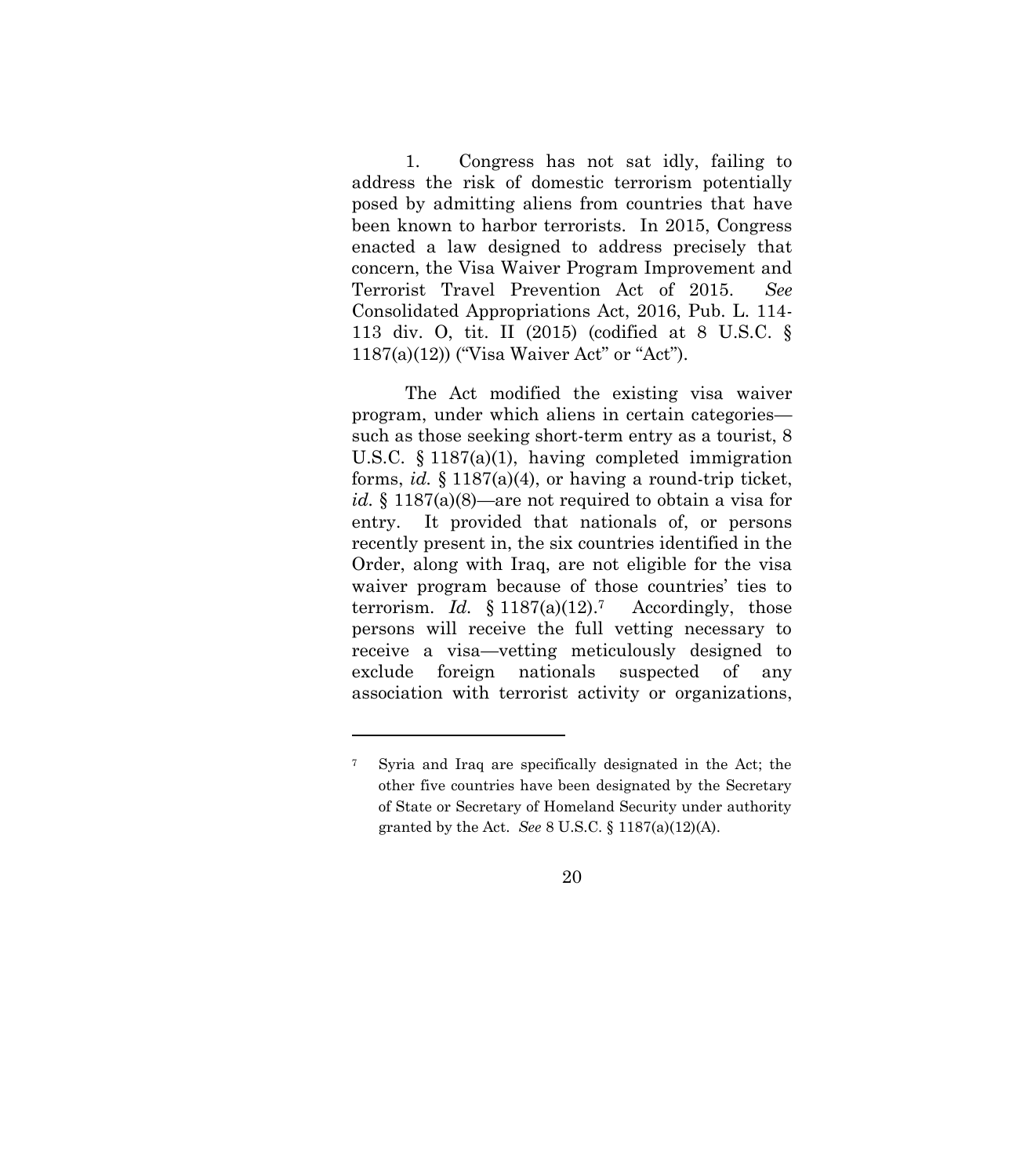1. Congress has not sat idly, failing to address the risk of domestic terrorism potentially posed by admitting aliens from countries that have been known to harbor terrorists. In 2015, Congress enacted a law designed to address precisely that concern, the Visa Waiver Program Improvement and Terrorist Travel Prevention Act of 2015. *See* Consolidated Appropriations Act, 2016, Pub. L. 114-113 div. O, tit. II (2015) (codified at 8 U.S.C. § 1187(a)(12)) ("Visa Waiver Act" or "Act").

The Act modified the existing visa waiver program, under which aliens in certain categories—such as those seeking short-term entry as a tourist, 8 U.S.C. § 1187(a)(1), having completed immigration forms, *id.* § 1187(a)(4), or having a round-trip ticket, *id.* § 1187(a)(8)—are not required to obtain a visa for entry. It provided that nationals of, or persons recently present in, the six countries identified in the Order, along with Iraq, are not eligible for the visa waiver program because of those countries' ties to terrorism. *Id.* § 1187(a)(12).[7] Accordingly, those persons will receive the full vetting necessary to receive a visa—vetting meticulously designed to exclude foreign nationals suspected of any association with terrorist activity or organizations,

---

[7] Syria and Iraq are specifically designated in the Act; the other five countries have been designated by the Secretary of State or Secretary of Homeland Security under authority granted by the Act. *See* 8 U.S.C. § 1187(a)(12)(A).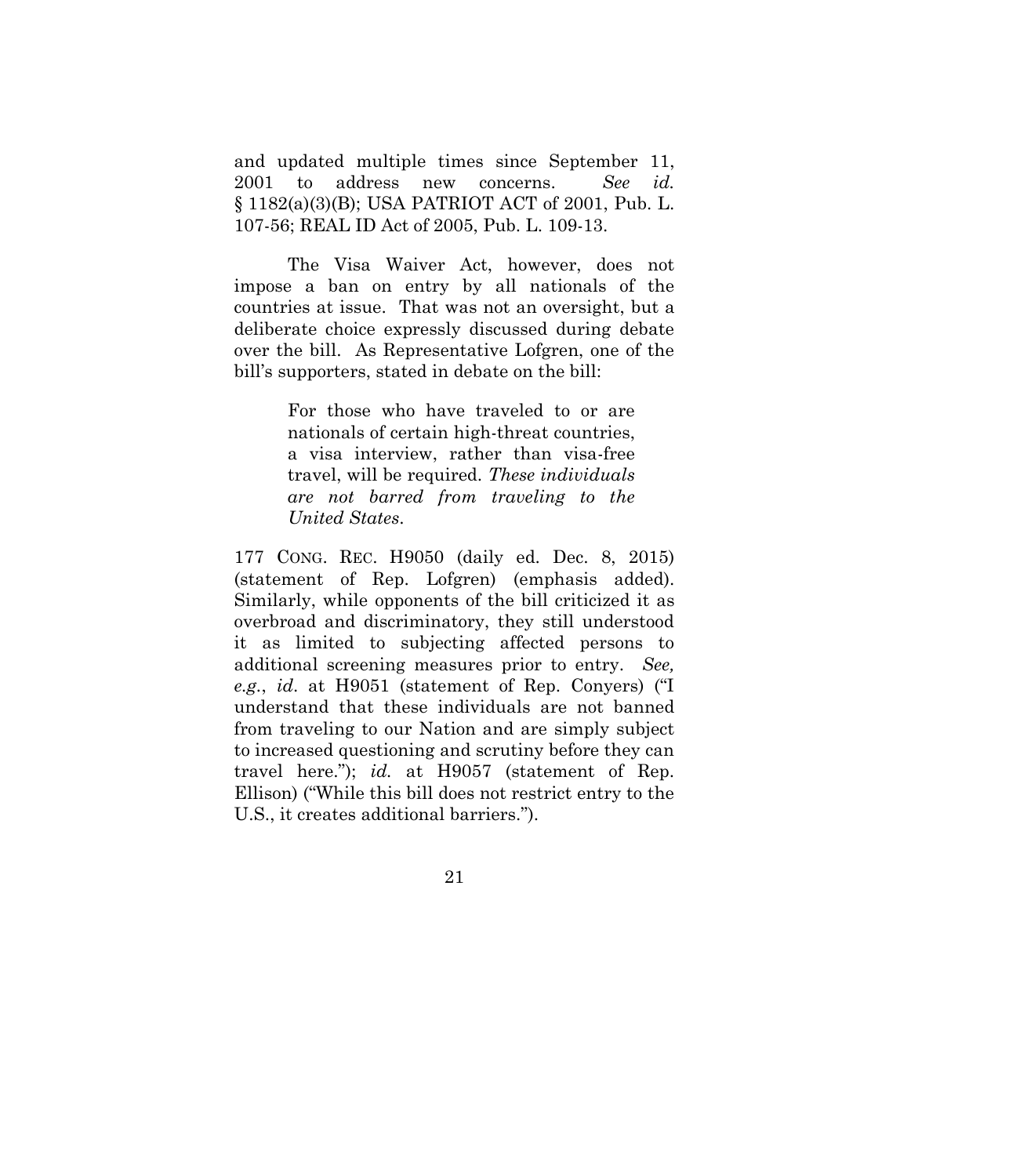and updated multiple times since September 11, 2001 to address new concerns. *See id.* § 1182(a)(3)(B); USA PATRIOT ACT of 2001, Pub. L. 107-56; REAL ID Act of 2005, Pub. L. 109-13.

The Visa Waiver Act, however, does not impose a ban on entry by all nationals of the countries at issue. That was not an oversight, but a deliberate choice expressly discussed during debate over the bill. As Representative Lofgren, one of the bill's supporters, stated in debate on the bill:

> For those who have traveled to or are nationals of certain high-threat countries, a visa interview, rather than visa-free travel, will be required. *These individuals are not barred from traveling to the United States.*

177 CONG. REC. H9050 (daily ed. Dec. 8, 2015) (statement of Rep. Lofgren) (emphasis added). Similarly, while opponents of the bill criticized it as overbroad and discriminatory, they still understood it as limited to subjecting affected persons to additional screening measures prior to entry. *See, e.g.*, *id.* at H9051 (statement of Rep. Conyers) ("I understand that these individuals are not banned from traveling to our Nation and are simply subject to increased questioning and scrutiny before they can travel here."); *id.* at H9057 (statement of Rep. Ellison) ("While this bill does not restrict entry to the U.S., it creates additional barriers.").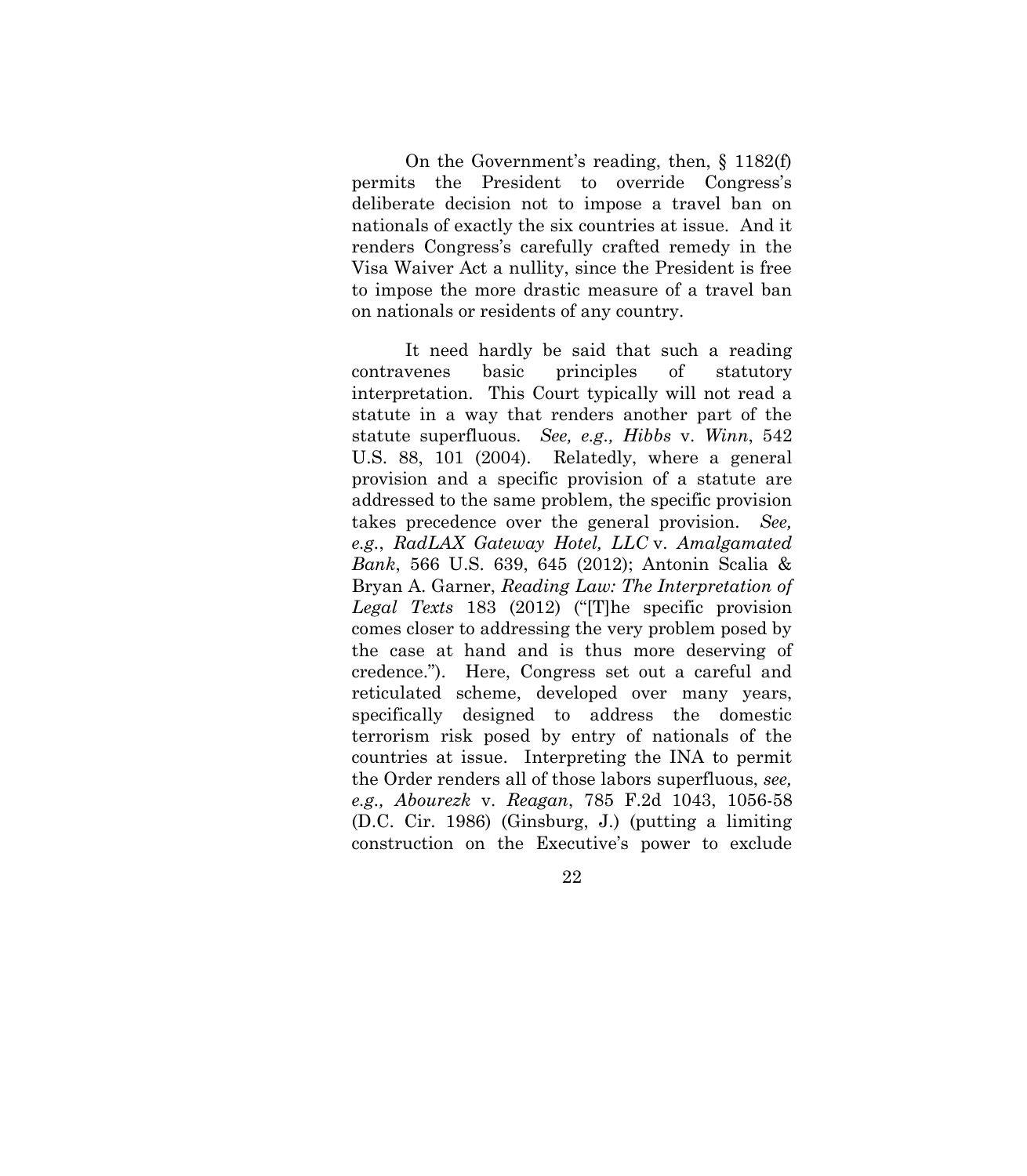On the Government's reading, then, § 1182(f) permits the President to override Congress's deliberate decision not to impose a travel ban on nationals of exactly the six countries at issue. And it renders Congress's carefully crafted remedy in the Visa Waiver Act a nullity, since the President is free to impose the more drastic measure of a travel ban on nationals or residents of any country.

It need hardly be said that such a reading contravenes basic principles of statutory interpretation. This Court typically will not read a statute in a way that renders another part of the statute superfluous. *See, e.g., Hibbs* v. *Winn*, 542 U.S. 88, 101 (2004). Relatedly, where a general provision and a specific provision of a statute are addressed to the same problem, the specific provision takes precedence over the general provision. *See, e.g.*, *RadLAX Gateway Hotel, LLC* v. *Amalgamated Bank*, 566 U.S. 639, 645 (2012); Antonin Scalia & Bryan A. Garner, *Reading Law: The Interpretation of Legal Texts* 183 (2012) ("[T]he specific provision comes closer to addressing the very problem posed by the case at hand and is thus more deserving of credence."). Here, Congress set out a careful and reticulated scheme, developed over many years, specifically designed to address the domestic terrorism risk posed by entry of nationals of the countries at issue. Interpreting the INA to permit the Order renders all of those labors superfluous, *see, e.g., Abourezk* v. *Reagan*, 785 F.2d 1043, 1056-58 (D.C. Cir. 1986) (Ginsburg, J.) (putting a limiting construction on the Executive's power to exclude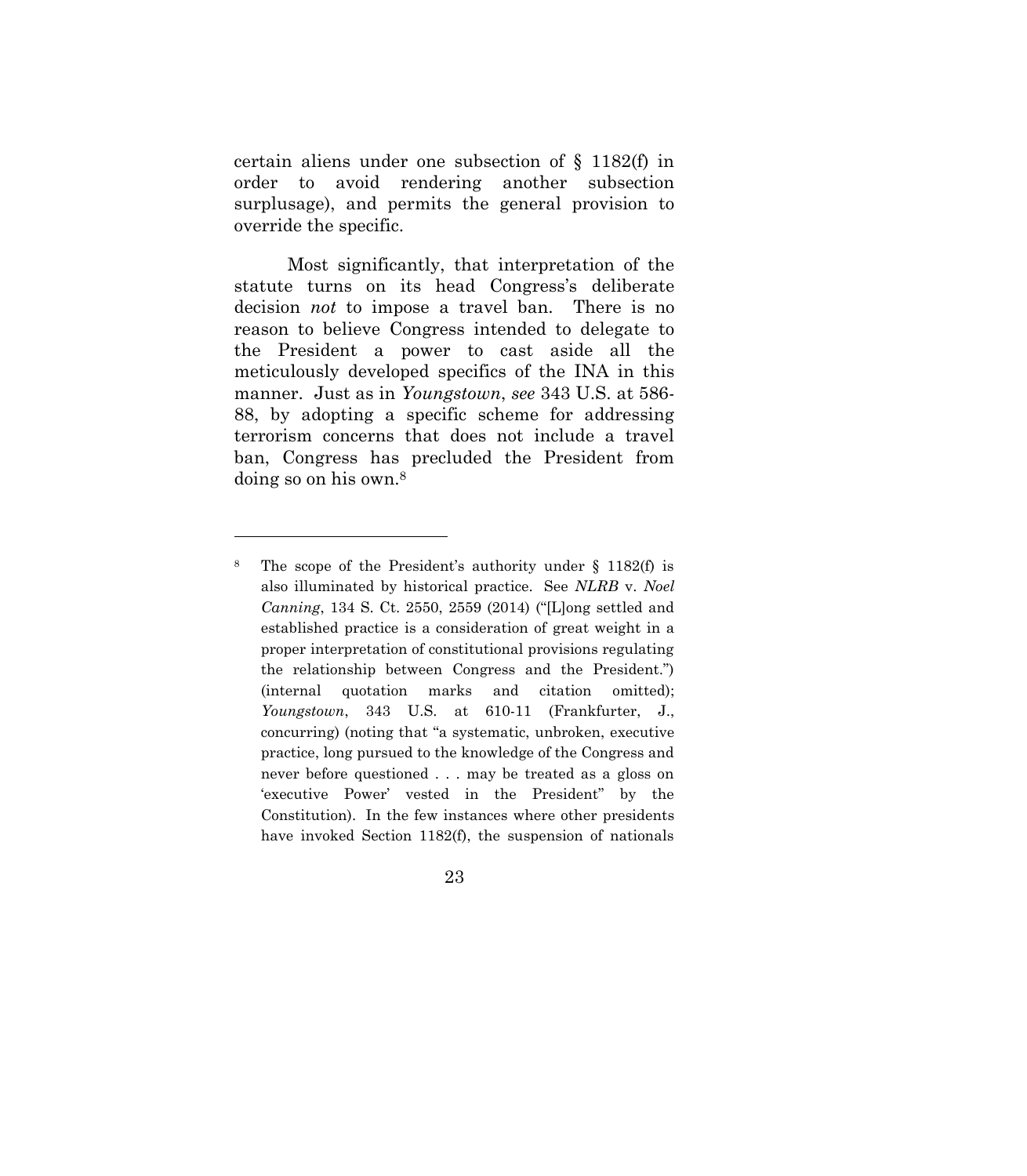certain aliens under one subsection of § 1182(f) in order to avoid rendering another subsection surplusage), and permits the general provision to override the specific.

Most significantly, that interpretation of the statute turns on its head Congress's deliberate decision *not* to impose a travel ban. There is no reason to believe Congress intended to delegate to the President a power to cast aside all the meticulously developed specifics of the INA in this manner. Just as in *Youngstown*, *see* 343 U.S. at 586-88, by adopting a specific scheme for addressing terrorism concerns that does not include a travel ban, Congress has precluded the President from doing so on his own.[8]

---

[8] The scope of the President's authority under § 1182(f) is also illuminated by historical practice. See *NLRB* v. *Noel Canning*, 134 S. Ct. 2550, 2559 (2014) ("[L]ong settled and established practice is a consideration of great weight in a proper interpretation of constitutional provisions regulating the relationship between Congress and the President.") (internal quotation marks and citation omitted); *Youngstown*, 343 U.S. at 610-11 (Frankfurter, J., concurring) (noting that "a systematic, unbroken, executive practice, long pursued to the knowledge of the Congress and never before questioned . . . may be treated as a gloss on 'executive Power' vested in the President" by the Constitution). In the few instances where other presidents have invoked Section 1182(f), the suspension of nationals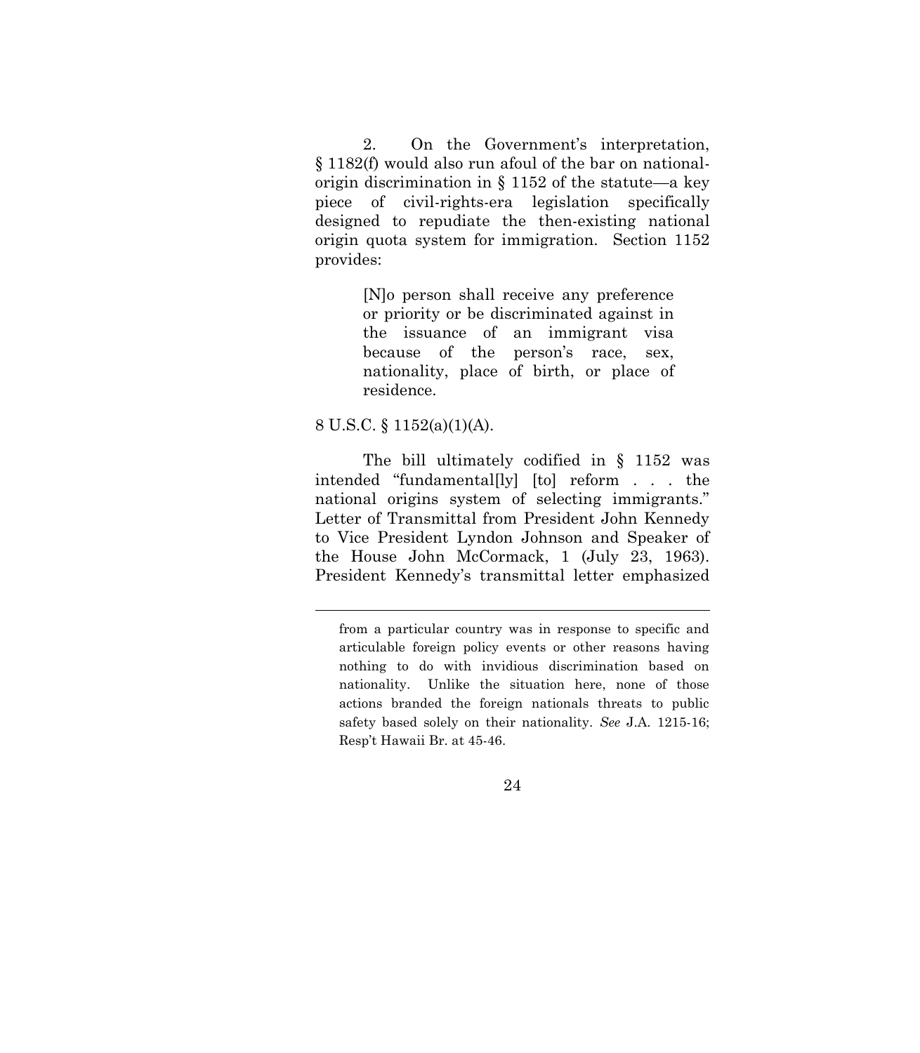2. On the Government's interpretation, § 1182(f) would also run afoul of the bar on national-origin discrimination in § 1152 of the statute—a key piece of civil-rights-era legislation specifically designed to repudiate the then-existing national origin quota system for immigration. Section 1152 provides:

> [N]o person shall receive any preference or priority or be discriminated against in the issuance of an immigrant visa because of the person's race, sex, nationality, place of birth, or place of residence.

8 U.S.C. § 1152(a)(1)(A).

The bill ultimately codified in § 1152 was intended "fundamental[ly] [to] reform . . . the national origins system of selecting immigrants." Letter of Transmittal from President John Kennedy to Vice President Lyndon Johnson and Speaker of the House John McCormack, 1 (July 23, 1963). President Kennedy's transmittal letter emphasized

---

from a particular country was in response to specific and articulable foreign policy events or other reasons having nothing to do with invidious discrimination based on nationality. Unlike the situation here, none of those actions branded the foreign nationals threats to public safety based solely on their nationality. *See* J.A. 1215-16; Resp't Hawaii Br. at 45-46.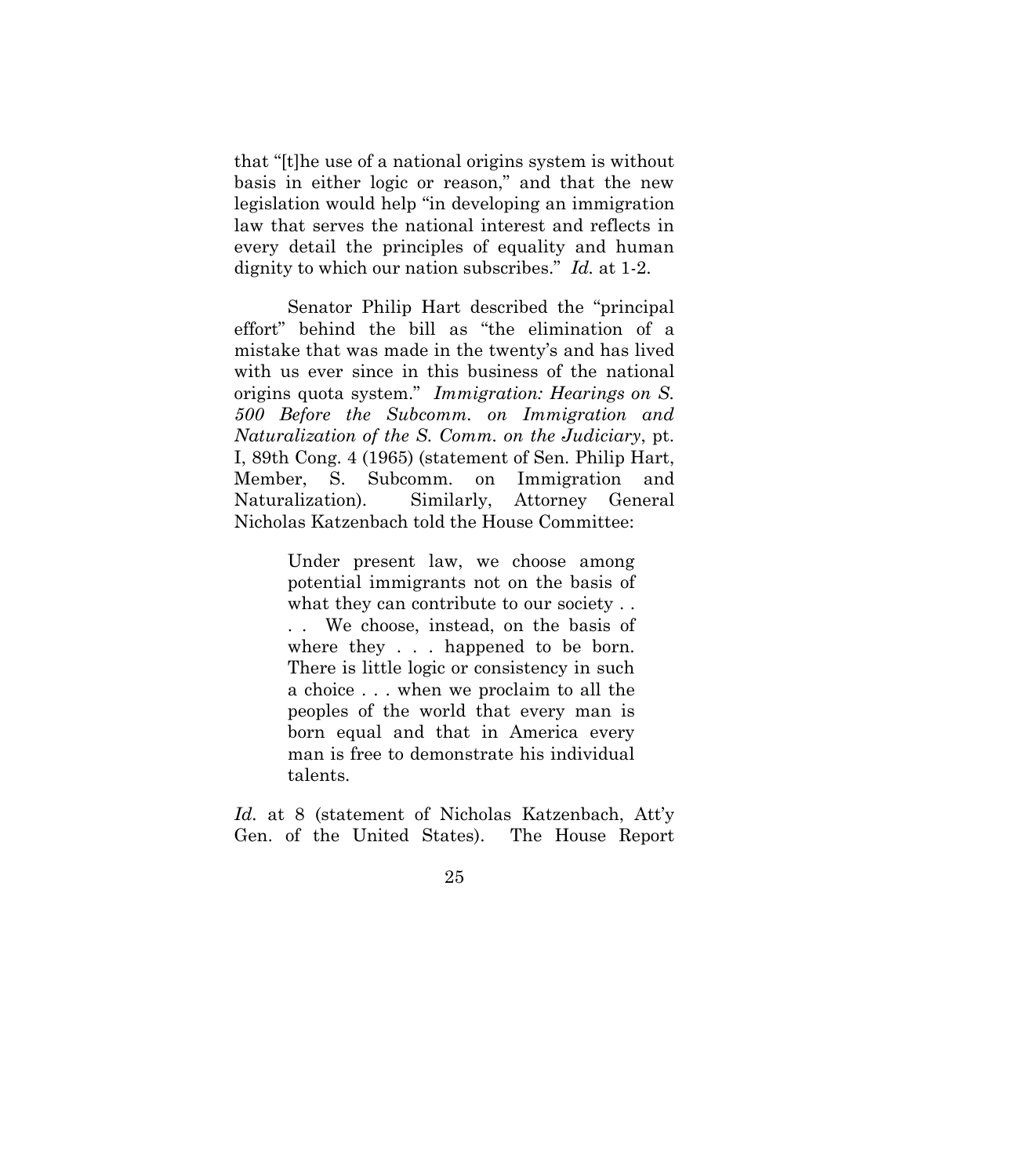that "[t]he use of a national origins system is without basis in either logic or reason," and that the new legislation would help "in developing an immigration law that serves the national interest and reflects in every detail the principles of equality and human dignity to which our nation subscribes." *Id.* at 1-2.

Senator Philip Hart described the "principal effort" behind the bill as "the elimination of a mistake that was made in the twenty's and has lived with us ever since in this business of the national origins quota system." *Immigration: Hearings on S. 500 Before the Subcomm. on Immigration and Naturalization of the S. Comm. on the Judiciary*, pt. I, 89th Cong. 4 (1965) (statement of Sen. Philip Hart, Member, S. Subcomm. on Immigration and Naturalization). Similarly, Attorney General Nicholas Katzenbach told the House Committee:

> Under present law, we choose among potential immigrants not on the basis of what they can contribute to our society . . . . We choose, instead, on the basis of where they . . . happened to be born. There is little logic or consistency in such a choice . . . when we proclaim to all the peoples of the world that every man is born equal and that in America every man is free to demonstrate his individual talents.

*Id.* at 8 (statement of Nicholas Katzenbach, Att'y Gen. of the United States). The House Report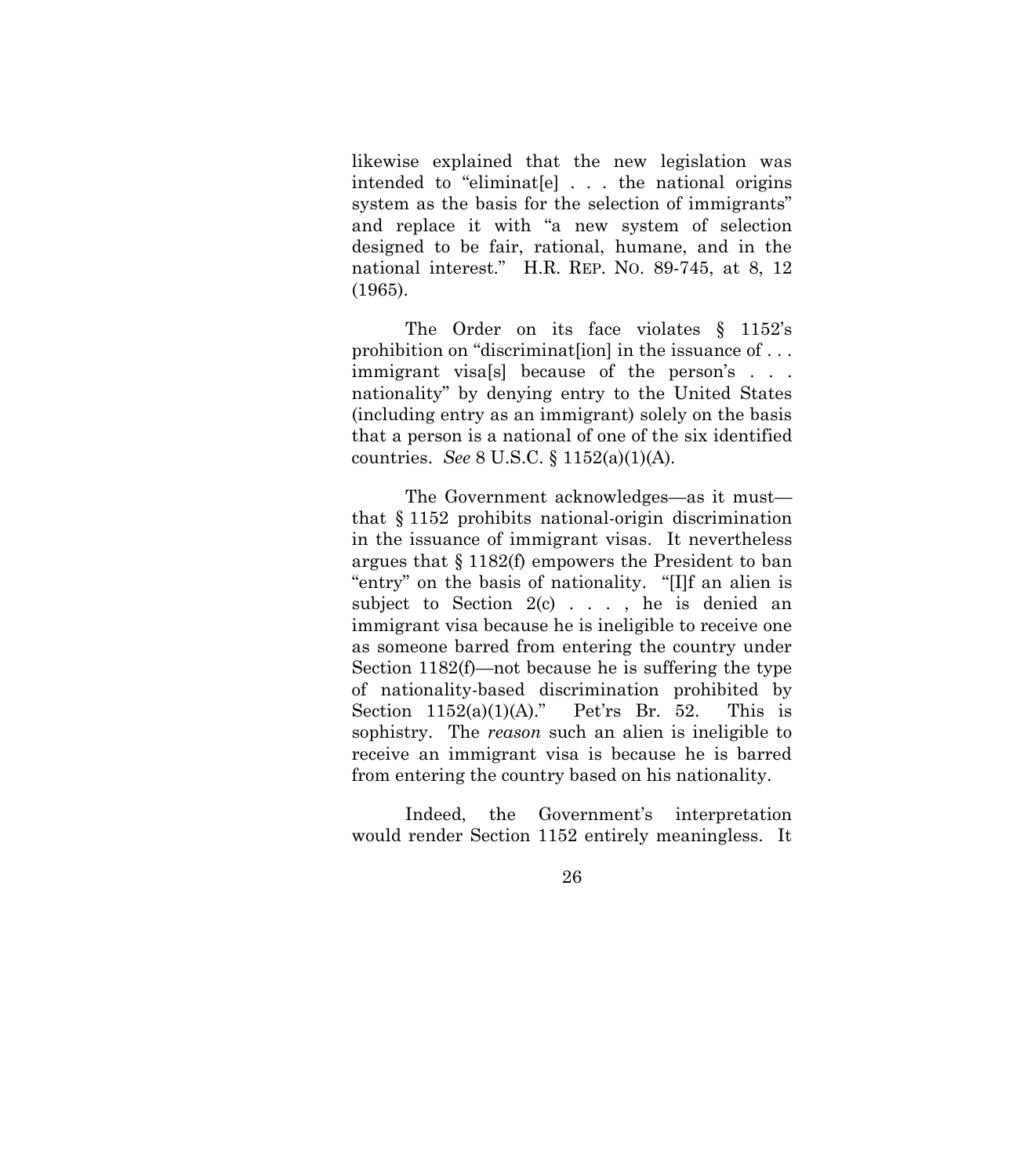likewise explained that the new legislation was intended to "eliminat[e] . . . the national origins system as the basis for the selection of immigrants" and replace it with "a new system of selection designed to be fair, rational, humane, and in the national interest." H.R. REP. NO. 89-745, at 8, 12 (1965).

The Order on its face violates § 1152's prohibition on "discriminat[ion] in the issuance of . . . immigrant visa[s] because of the person's . . . nationality" by denying entry to the United States (including entry as an immigrant) solely on the basis that a person is a national of one of the six identified countries. *See* 8 U.S.C. § 1152(a)(1)(A).

The Government acknowledges—as it must—that § 1152 prohibits national-origin discrimination in the issuance of immigrant visas. It nevertheless argues that § 1182(f) empowers the President to ban "entry" on the basis of nationality. "[I]f an alien is subject to Section 2(c) . . . , he is denied an immigrant visa because he is ineligible to receive one as someone barred from entering the country under Section 1182(f)—not because he is suffering the type of nationality-based discrimination prohibited by Section 1152(a)(1)(A)." Pet'rs Br. 52. This is sophistry. The *reason* such an alien is ineligible to receive an immigrant visa is because he is barred from entering the country based on his nationality.

Indeed, the Government's interpretation would render Section 1152 entirely meaningless. It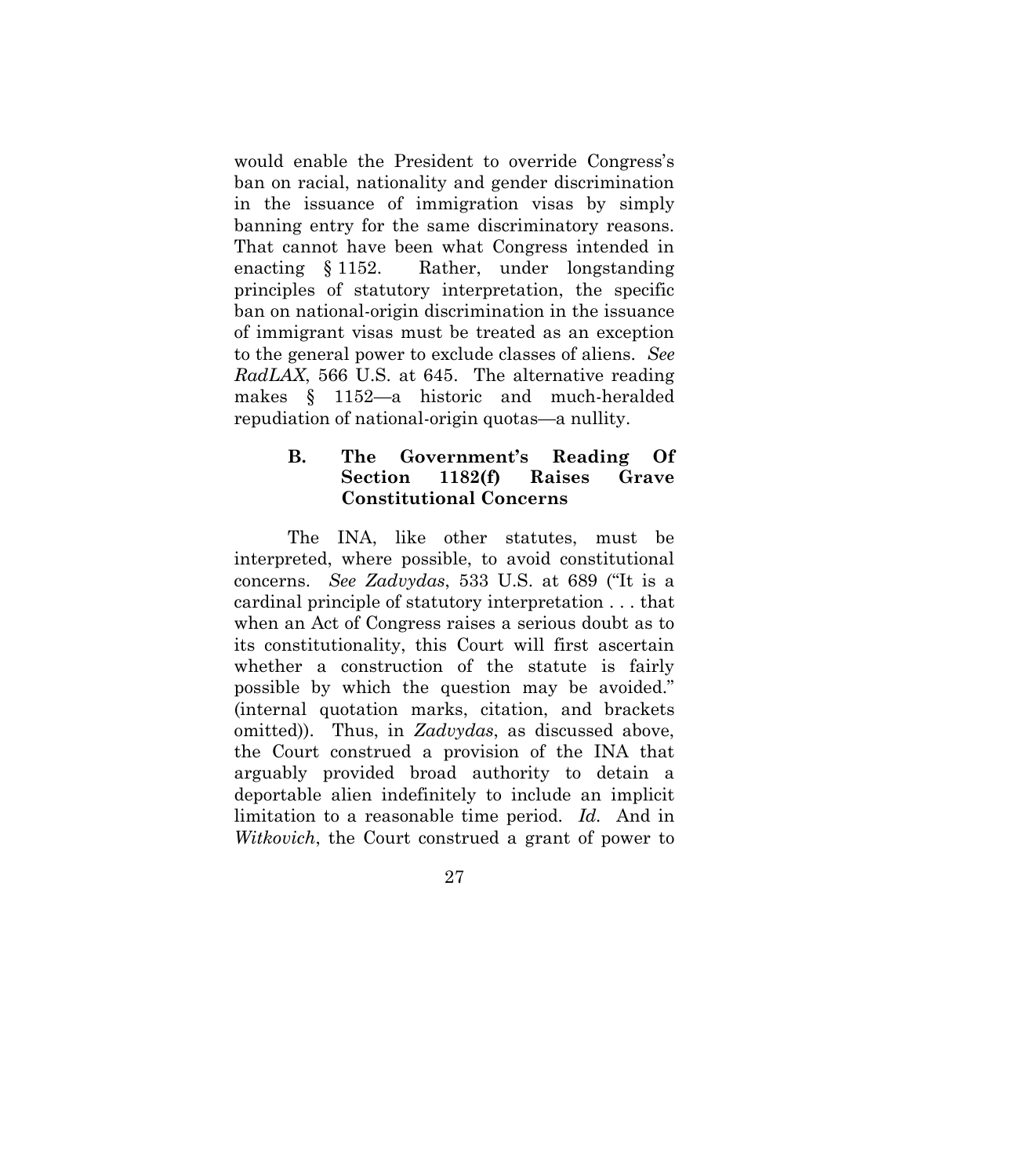would enable the President to override Congress's ban on racial, nationality and gender discrimination in the issuance of immigration visas by simply banning entry for the same discriminatory reasons. That cannot have been what Congress intended in enacting § 1152. Rather, under longstanding principles of statutory interpretation, the specific ban on national-origin discrimination in the issuance of immigrant visas must be treated as an exception to the general power to exclude classes of aliens. *See RadLAX*, 566 U.S. at 645. The alternative reading makes § 1152—a historic and much-heralded repudiation of national-origin quotas—a nullity.

### B. The Government's Reading Of Section 1182(f) Raises Grave Constitutional Concerns

The INA, like other statutes, must be interpreted, where possible, to avoid constitutional concerns. *See Zadvydas*, 533 U.S. at 689 ("It is a cardinal principle of statutory interpretation . . . that when an Act of Congress raises a serious doubt as to its constitutionality, this Court will first ascertain whether a construction of the statute is fairly possible by which the question may be avoided." (internal quotation marks, citation, and brackets omitted)). Thus, in *Zadvydas*, as discussed above, the Court construed a provision of the INA that arguably provided broad authority to detain a deportable alien indefinitely to include an implicit limitation to a reasonable time period. *Id.* And in *Witkovich*, the Court construed a grant of power to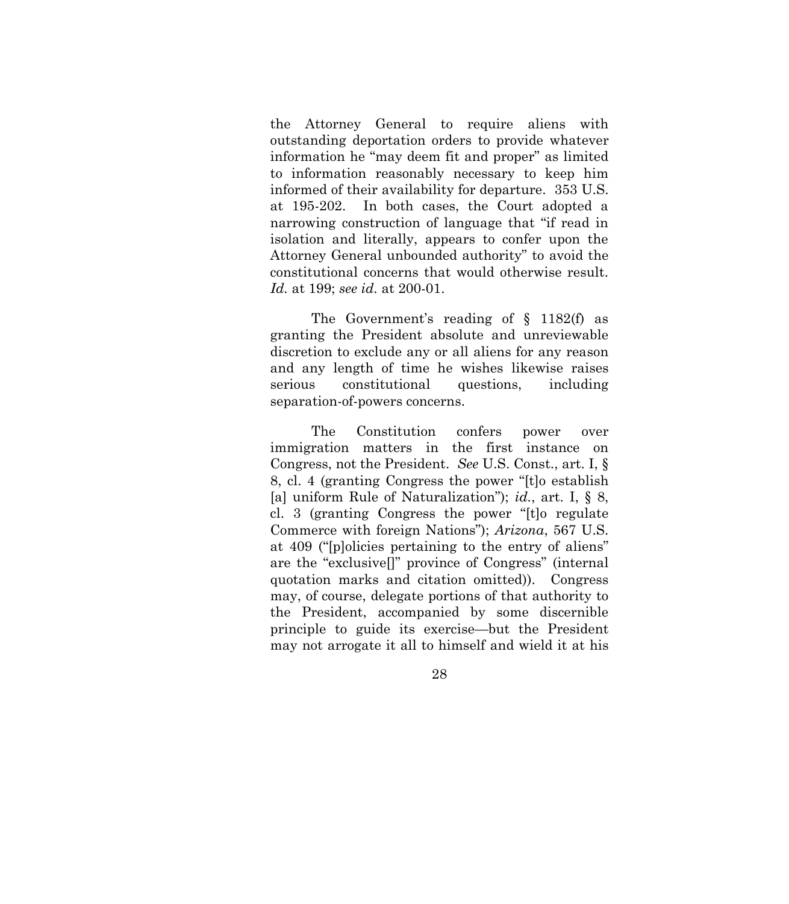the Attorney General to require aliens with outstanding deportation orders to provide whatever information he "may deem fit and proper" as limited to information reasonably necessary to keep him informed of their availability for departure. 353 U.S. at 195-202. In both cases, the Court adopted a narrowing construction of language that "if read in isolation and literally, appears to confer upon the Attorney General unbounded authority" to avoid the constitutional concerns that would otherwise result. *Id.* at 199; *see id.* at 200-01.

The Government's reading of § 1182(f) as granting the President absolute and unreviewable discretion to exclude any or all aliens for any reason and any length of time he wishes likewise raises serious constitutional questions, including separation-of-powers concerns.

The Constitution confers power over immigration matters in the first instance on Congress, not the President. *See* U.S. Const., art. I, § 8, cl. 4 (granting Congress the power "[t]o establish [a] uniform Rule of Naturalization"); *id.*, art. I, § 8, cl. 3 (granting Congress the power "[t]o regulate Commerce with foreign Nations"); *Arizona*, 567 U.S. at 409 ("[p]olicies pertaining to the entry of aliens" are the "exclusive[]" province of Congress" (internal quotation marks and citation omitted)). Congress may, of course, delegate portions of that authority to the President, accompanied by some discernible principle to guide its exercise—but the President may not arrogate it all to himself and wield it at his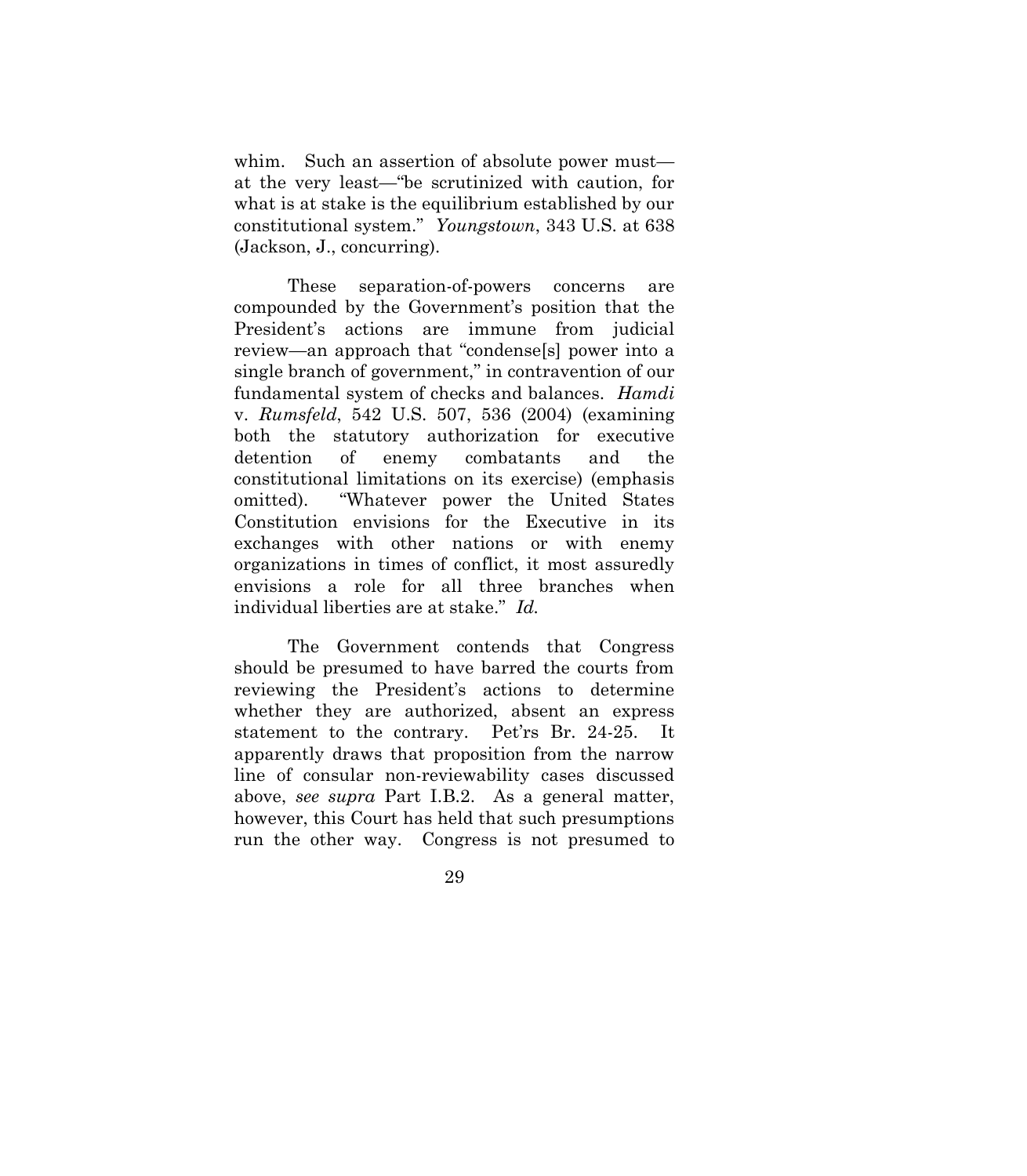whim. Such an assertion of absolute power must—at the very least—"be scrutinized with caution, for what is at stake is the equilibrium established by our constitutional system." *Youngstown*, 343 U.S. at 638 (Jackson, J., concurring).

These separation-of-powers concerns are compounded by the Government's position that the President's actions are immune from judicial review—an approach that "condense[s] power into a single branch of government," in contravention of our fundamental system of checks and balances. *Hamdi* v. *Rumsfeld*, 542 U.S. 507, 536 (2004) (examining both the statutory authorization for executive detention of enemy combatants and the constitutional limitations on its exercise) (emphasis omitted). "Whatever power the United States Constitution envisions for the Executive in its exchanges with other nations or with enemy organizations in times of conflict, it most assuredly envisions a role for all three branches when individual liberties are at stake." *Id.*

The Government contends that Congress should be presumed to have barred the courts from reviewing the President's actions to determine whether they are authorized, absent an express statement to the contrary. Pet'rs Br. 24-25. It apparently draws that proposition from the narrow line of consular non-reviewability cases discussed above, *see supra* Part I.B.2. As a general matter, however, this Court has held that such presumptions run the other way. Congress is not presumed to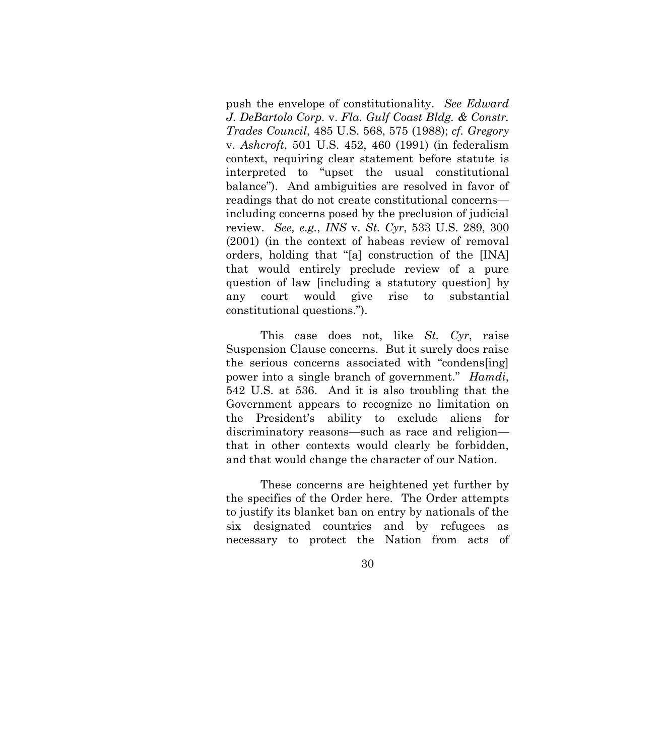push the envelope of constitutionality. *See Edward J. DeBartolo Corp.* v. *Fla. Gulf Coast Bldg. & Constr. Trades Council*, 485 U.S. 568, 575 (1988); *cf. Gregory* v. *Ashcroft*, 501 U.S. 452, 460 (1991) (in federalism context, requiring clear statement before statute is interpreted to "upset the usual constitutional balance"). And ambiguities are resolved in favor of readings that do not create constitutional concerns—including concerns posed by the preclusion of judicial review. *See, e.g.*, *INS* v. *St. Cyr*, 533 U.S. 289, 300 (2001) (in the context of habeas review of removal orders, holding that "[a] construction of the [INA] that would entirely preclude review of a pure question of law [including a statutory question] by any court would give rise to substantial constitutional questions.").

This case does not, like *St. Cyr*, raise Suspension Clause concerns. But it surely does raise the serious concerns associated with "condens[ing] power into a single branch of government." *Hamdi*, 542 U.S. at 536. And it is also troubling that the Government appears to recognize no limitation on the President's ability to exclude aliens for discriminatory reasons—such as race and religion—that in other contexts would clearly be forbidden, and that would change the character of our Nation.

These concerns are heightened yet further by the specifics of the Order here. The Order attempts to justify its blanket ban on entry by nationals of the six designated countries and by refugees as necessary to protect the Nation from acts of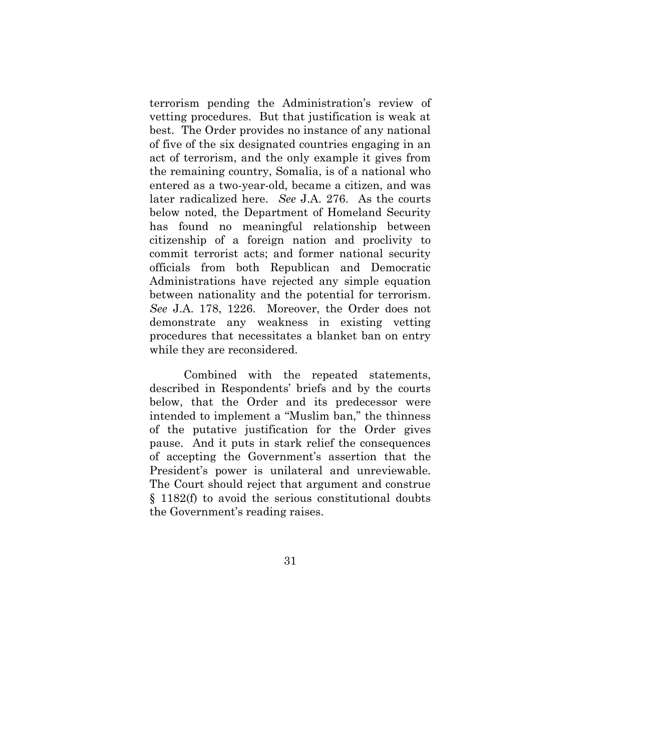terrorism pending the Administration's review of vetting procedures. But that justification is weak at best. The Order provides no instance of any national of five of the six designated countries engaging in an act of terrorism, and the only example it gives from the remaining country, Somalia, is of a national who entered as a two-year-old, became a citizen, and was later radicalized here. *See* J.A. 276. As the courts below noted, the Department of Homeland Security has found no meaningful relationship between citizenship of a foreign nation and proclivity to commit terrorist acts; and former national security officials from both Republican and Democratic Administrations have rejected any simple equation between nationality and the potential for terrorism. *See* J.A. 178, 1226. Moreover, the Order does not demonstrate any weakness in existing vetting procedures that necessitates a blanket ban on entry while they are reconsidered.

Combined with the repeated statements, described in Respondents' briefs and by the courts below, that the Order and its predecessor were intended to implement a "Muslim ban," the thinness of the putative justification for the Order gives pause. And it puts in stark relief the consequences of accepting the Government's assertion that the President's power is unilateral and unreviewable. The Court should reject that argument and construe § 1182(f) to avoid the serious constitutional doubts the Government's reading raises.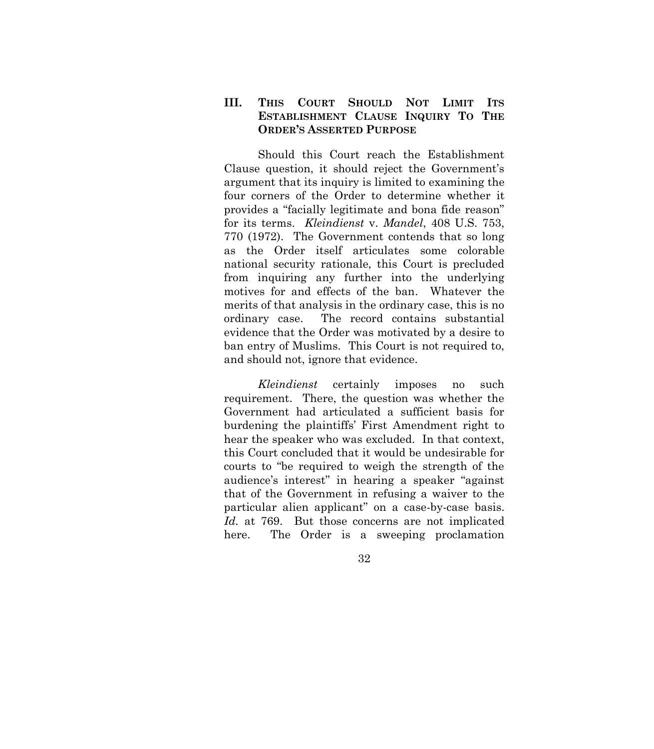## III. THIS COURT SHOULD NOT LIMIT ITS ESTABLISHMENT CLAUSE INQUIRY TO THE ORDER'S ASSERTED PURPOSE

Should this Court reach the Establishment Clause question, it should reject the Government's argument that its inquiry is limited to examining the four corners of the Order to determine whether it provides a "facially legitimate and bona fide reason" for its terms. *Kleindienst* v. *Mandel*, 408 U.S. 753, 770 (1972). The Government contends that so long as the Order itself articulates some colorable national security rationale, this Court is precluded from inquiring any further into the underlying motives for and effects of the ban. Whatever the merits of that analysis in the ordinary case, this is no ordinary case. The record contains substantial evidence that the Order was motivated by a desire to ban entry of Muslims. This Court is not required to, and should not, ignore that evidence.

*Kleindienst* certainly imposes no such requirement. There, the question was whether the Government had articulated a sufficient basis for burdening the plaintiffs' First Amendment right to hear the speaker who was excluded. In that context, this Court concluded that it would be undesirable for courts to "be required to weigh the strength of the audience's interest" in hearing a speaker "against that of the Government in refusing a waiver to the particular alien applicant" on a case-by-case basis. *Id.* at 769. But those concerns are not implicated here. The Order is a sweeping proclamation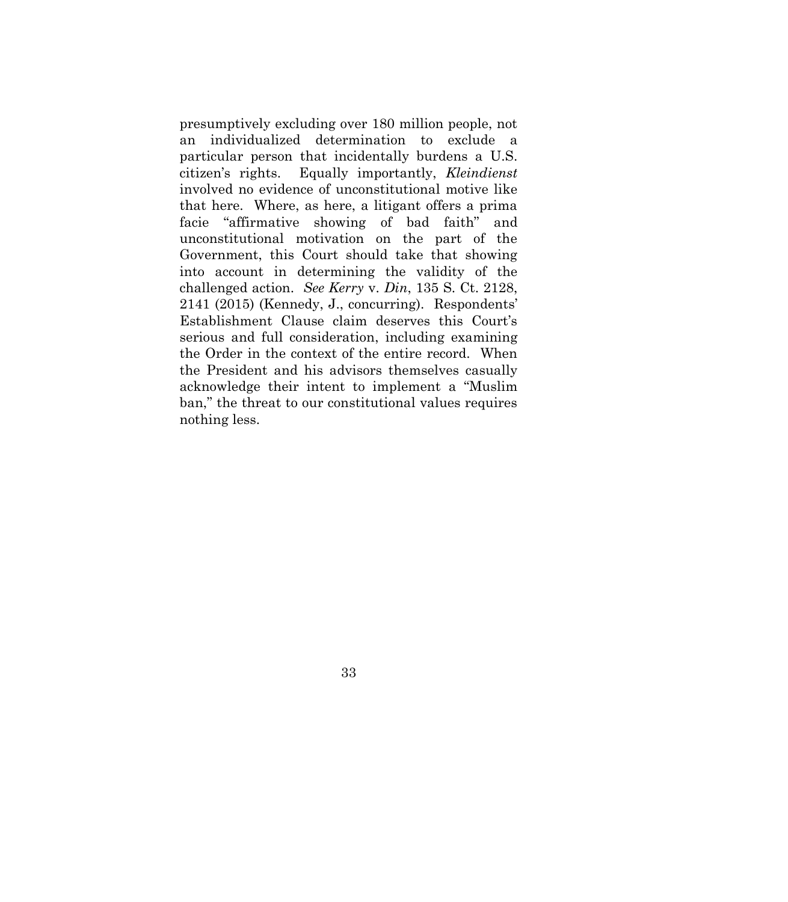presumptively excluding over 180 million people, not an individualized determination to exclude a particular person that incidentally burdens a U.S. citizen's rights. Equally importantly, *Kleindienst* involved no evidence of unconstitutional motive like that here. Where, as here, a litigant offers a prima facie "affirmative showing of bad faith" and unconstitutional motivation on the part of the Government, this Court should take that showing into account in determining the validity of the challenged action. *See Kerry* v. *Din*, 135 S. Ct. 2128, 2141 (2015) (Kennedy, J., concurring). Respondents' Establishment Clause claim deserves this Court's serious and full consideration, including examining the Order in the context of the entire record. When the President and his advisors themselves casually acknowledge their intent to implement a "Muslim ban," the threat to our constitutional values requires nothing less.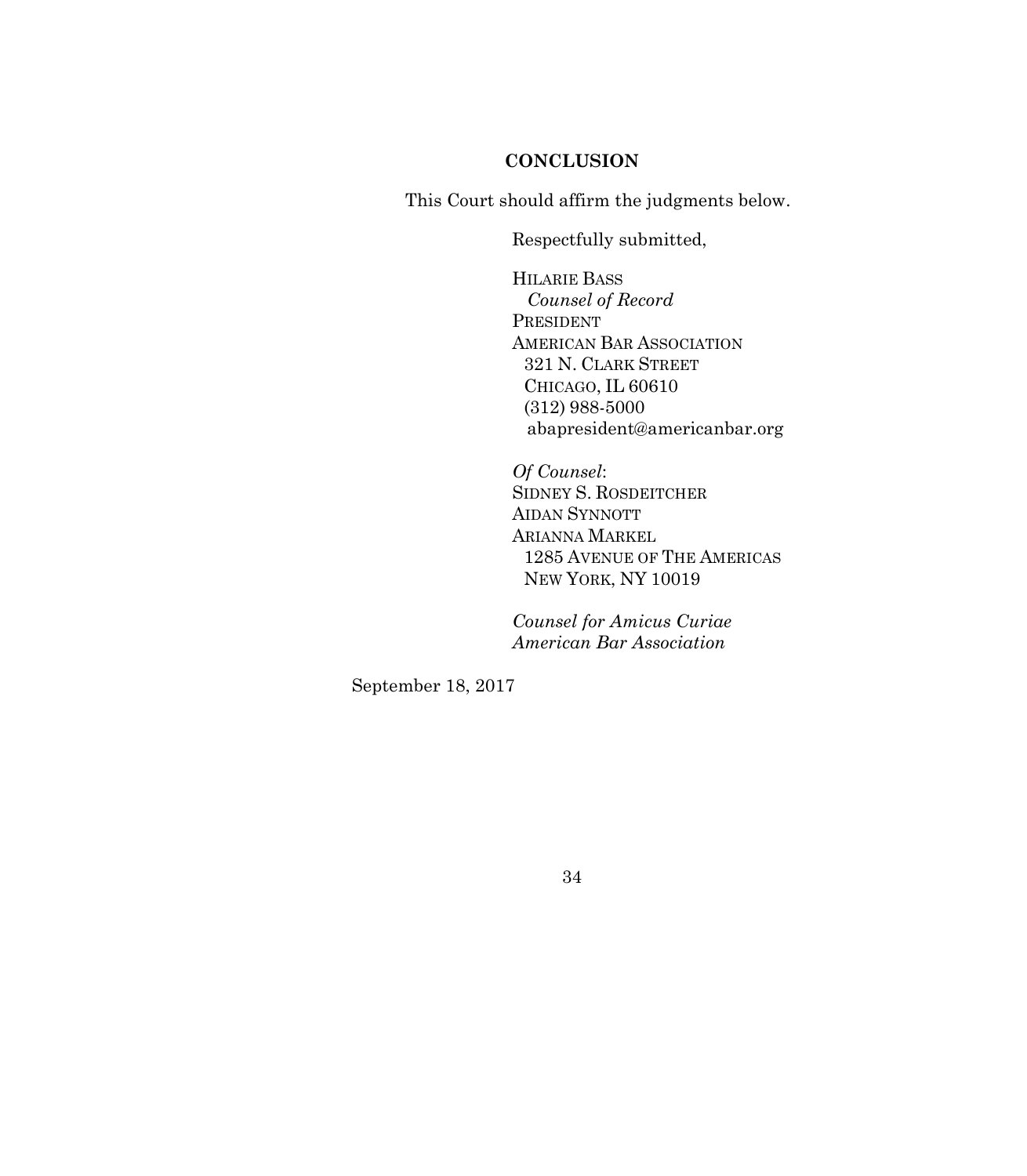## CONCLUSION

This Court should affirm the judgments below.

Respectfully submitted,

HILARIE BASS
*Counsel of Record*
PRESIDENT
AMERICAN BAR ASSOCIATION
321 N. CLARK STREET
CHICAGO, IL 60610
(312) 988-5000
abapresident@americanbar.org

*Of Counsel*:
SIDNEY S. ROSDEITCHER
AIDAN SYNNOTT
ARIANNA MARKEL
1285 AVENUE OF THE AMERICAS
NEW YORK, NY 10019

*Counsel for Amicus Curiae American Bar Association*

September 18, 2017